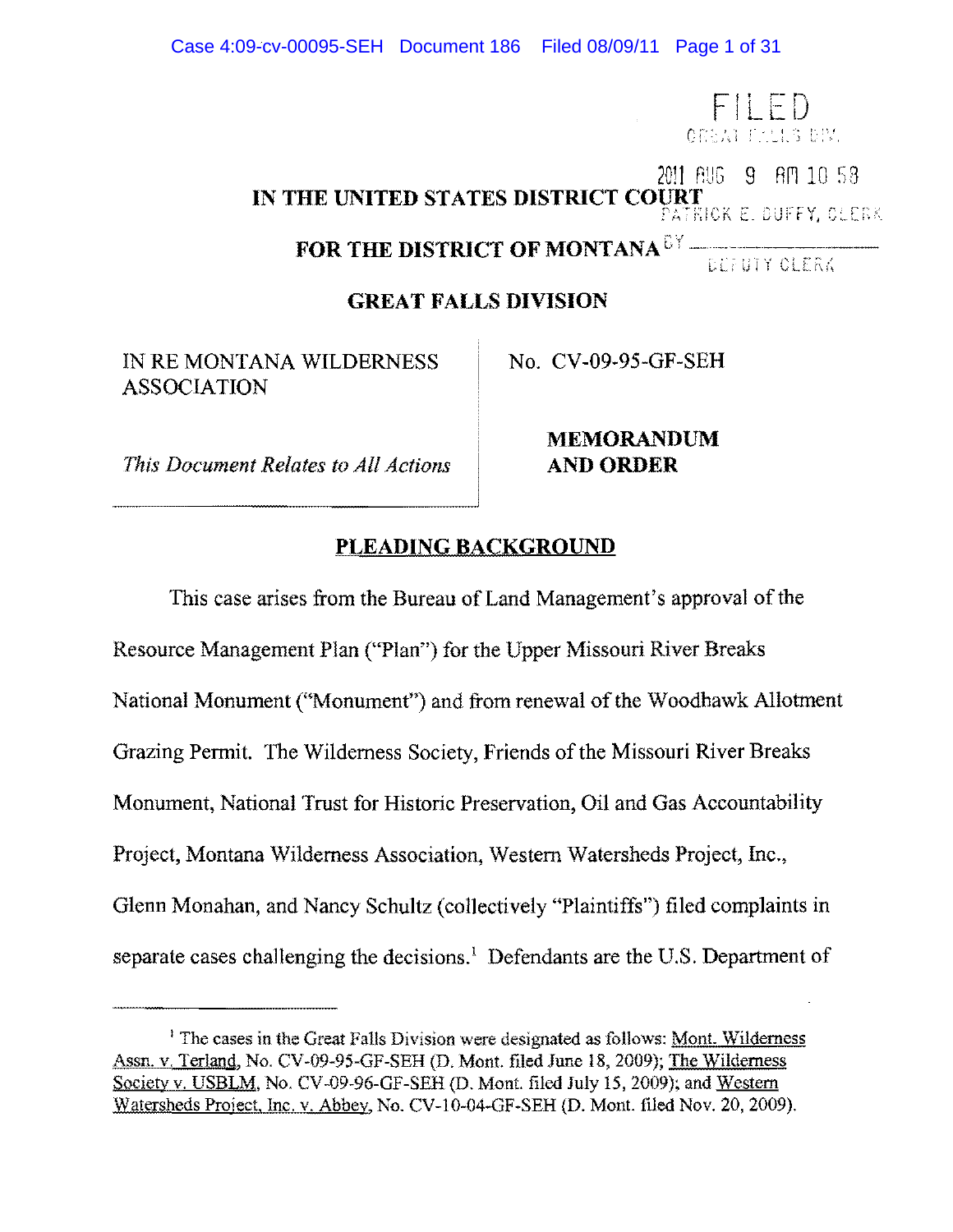FILED
GREAT FALLS DIV.

2011 AUG 9 AM 10 58

PATRICK E. DUFFY, CLERK

BY ___________
DEPUTY CLERK

# IN THE UNITED STATES DISTRICT COURT

# FOR THE DISTRICT OF MONTANA

## GREAT FALLS DIVISION

| IN RE MONTANA WILDERNESS ASSOCIATION | No. CV-09-95-GF-SEH |
|---|---|
| *This Document Relates to All Actions* | **MEMORANDUM AND ORDER** |

## PLEADING BACKGROUND

This case arises from the Bureau of Land Management's approval of the Resource Management Plan ("Plan") for the Upper Missouri River Breaks National Monument ("Monument") and from renewal of the Woodhawk Allotment Grazing Permit. The Wilderness Society, Friends of the Missouri River Breaks Monument, National Trust for Historic Preservation, Oil and Gas Accountability Project, Montana Wilderness Association, Western Watersheds Project, Inc., Glenn Monahan, and Nancy Schultz (collectively "Plaintiffs") filed complaints in separate cases challenging the decisions.[1] Defendants are the U.S. Department of

[1] The cases in the Great Falls Division were designated as follows: Mont. Wilderness Assn. v. Terland, No. CV-09-95-GF-SEH (D. Mont. filed June 18, 2009); The Wilderness Society v. USBLM, No. CV-09-96-GF-SEH (D. Mont. filed July 15, 2009); and Western Watersheds Project, Inc. v. Abbey, No. CV-10-04-GF-SEH (D. Mont. filed Nov. 20, 2009).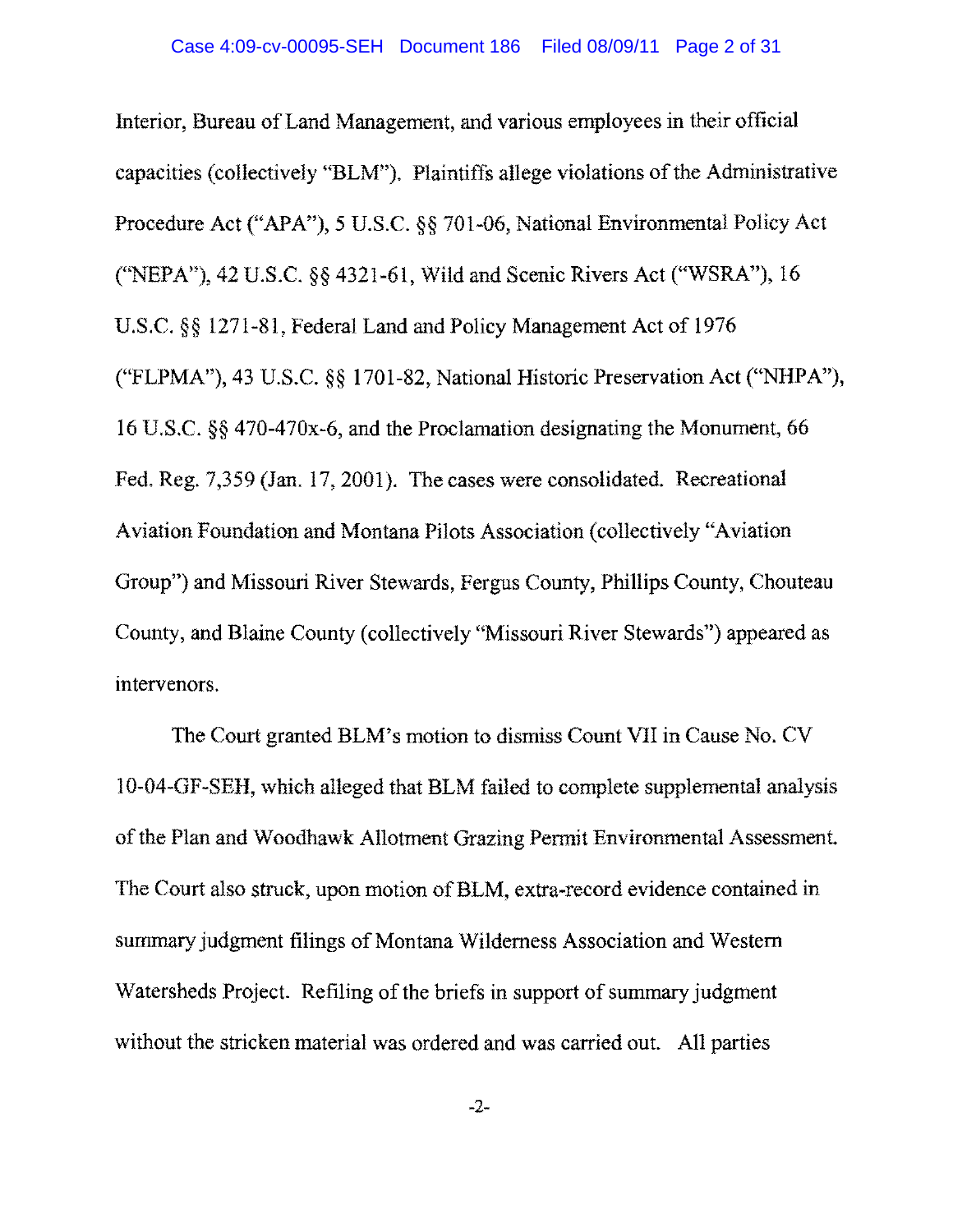Interior, Bureau of Land Management, and various employees in their official capacities (collectively "BLM"). Plaintiffs allege violations of the Administrative Procedure Act ("APA"), 5 U.S.C. §§ 701-06, National Environmental Policy Act ("NEPA"), 42 U.S.C. §§ 4321-61, Wild and Scenic Rivers Act ("WSRA"), 16 U.S.C. §§ 1271-81, Federal Land and Policy Management Act of 1976 ("FLPMA"), 43 U.S.C. §§ 1701-82, National Historic Preservation Act ("NHPA"), 16 U.S.C. §§ 470-470x-6, and the Proclamation designating the Monument, 66 Fed. Reg. 7,359 (Jan. 17, 2001). The cases were consolidated. Recreational Aviation Foundation and Montana Pilots Association (collectively "Aviation Group") and Missouri River Stewards, Fergus County, Phillips County, Chouteau County, and Blaine County (collectively "Missouri River Stewards") appeared as intervenors.

The Court granted BLM's motion to dismiss Count VII in Cause No. CV 10-04-GF-SEH, which alleged that BLM failed to complete supplemental analysis of the Plan and Woodhawk Allotment Grazing Permit Environmental Assessment. The Court also struck, upon motion of BLM, extra-record evidence contained in summary judgment filings of Montana Wilderness Association and Western Watersheds Project. Refiling of the briefs in support of summary judgment without the stricken material was ordered and was carried out. All parties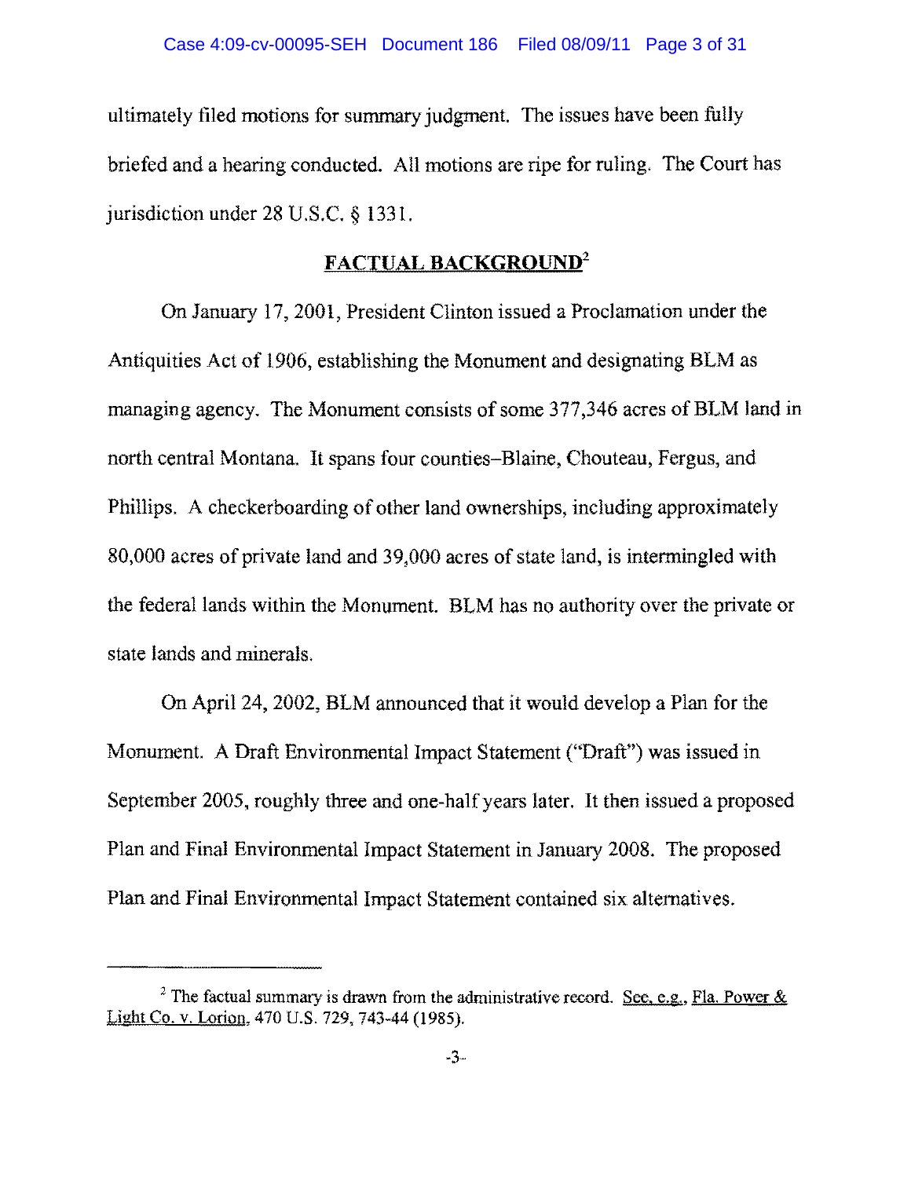ultimately filed motions for summary judgment. The issues have been fully briefed and a hearing conducted. All motions are ripe for ruling. The Court has jurisdiction under 28 U.S.C. § 1331.

## FACTUAL BACKGROUND[2]

On January 17, 2001, President Clinton issued a Proclamation under the Antiquities Act of 1906, establishing the Monument and designating BLM as managing agency. The Monument consists of some 377,346 acres of BLM land in north central Montana. It spans four counties–Blaine, Chouteau, Fergus, and Phillips. A checkerboarding of other land ownerships, including approximately 80,000 acres of private land and 39,000 acres of state land, is intermingled with the federal lands within the Monument. BLM has no authority over the private or state lands and minerals.

On April 24, 2002, BLM announced that it would develop a Plan for the Monument. A Draft Environmental Impact Statement ("Draft") was issued in September 2005, roughly three and one-half years later. It then issued a proposed Plan and Final Environmental Impact Statement in January 2008. The proposed Plan and Final Environmental Impact Statement contained six alternatives.

---

[2] The factual summary is drawn from the administrative record. See, e.g., Fla. Power & Light Co. v. Lorion, 470 U.S. 729, 743-44 (1985).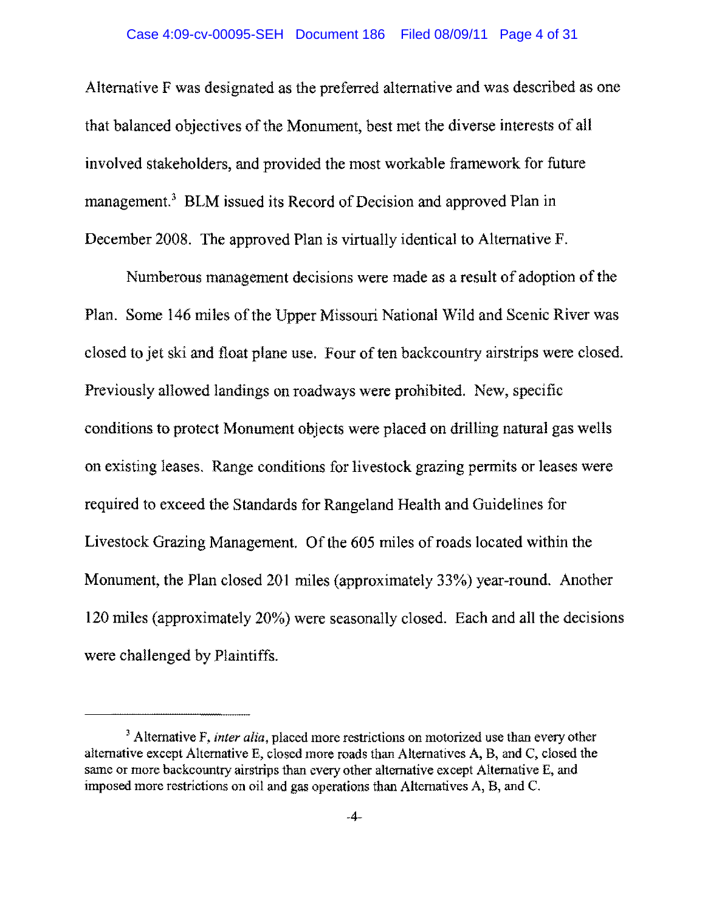Alternative F was designated as the preferred alternative and was described as one that balanced objectives of the Monument, best met the diverse interests of all involved stakeholders, and provided the most workable framework for future management.[3] BLM issued its Record of Decision and approved Plan in December 2008. The approved Plan is virtually identical to Alternative F.

Numberous management decisions were made as a result of adoption of the Plan. Some 146 miles of the Upper Missouri National Wild and Scenic River was closed to jet ski and float plane use. Four of ten backcountry airstrips were closed. Previously allowed landings on roadways were prohibited. New, specific conditions to protect Monument objects were placed on drilling natural gas wells on existing leases. Range conditions for livestock grazing permits or leases were required to exceed the Standards for Rangeland Health and Guidelines for Livestock Grazing Management. Of the 605 miles of roads located within the Monument, the Plan closed 201 miles (approximately 33%) year-round. Another 120 miles (approximately 20%) were seasonally closed. Each and all the decisions were challenged by Plaintiffs.

---

[3] Alternative F, *inter alia*, placed more restrictions on motorized use than every other alternative except Alternative E, closed more roads than Alternatives A, B, and C, closed the same or more backcountry airstrips than every other alternative except Alternative E, and imposed more restrictions on oil and gas operations than Alternatives A, B, and C.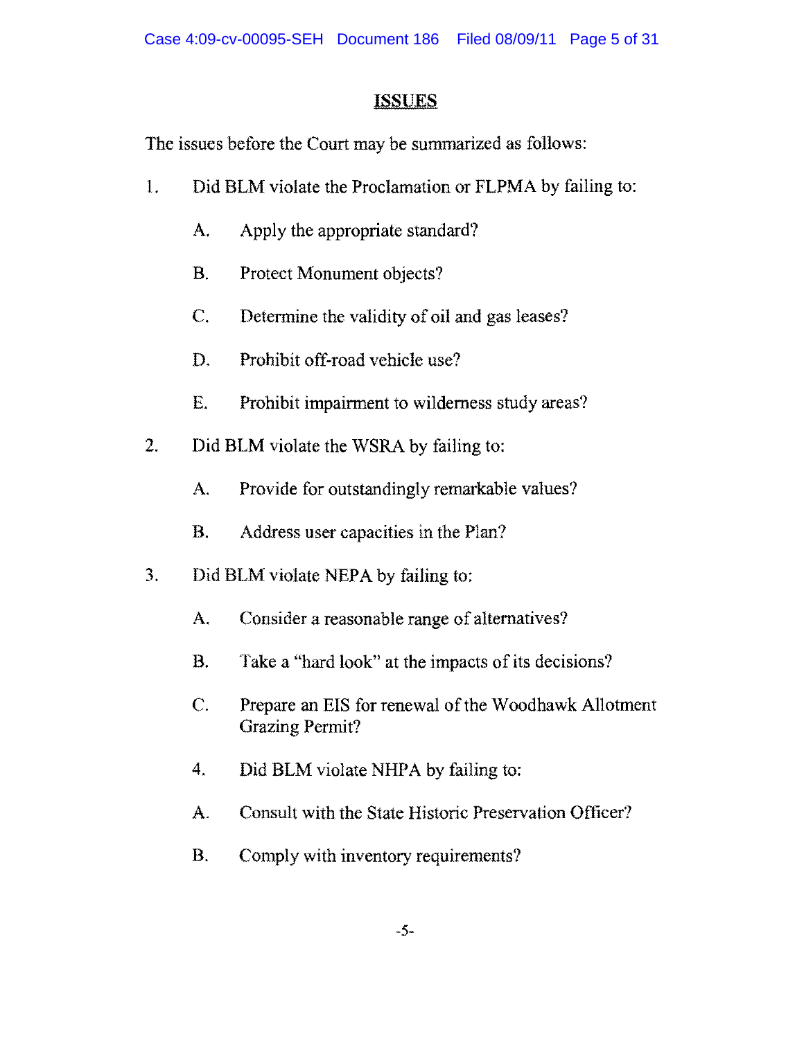## ISSUES

The issues before the Court may be summarized as follows:

1. Did BLM violate the Proclamation or FLPMA by failing to:

   A. Apply the appropriate standard?

   B. Protect Monument objects?

   C. Determine the validity of oil and gas leases?

   D. Prohibit off-road vehicle use?

   E. Prohibit impairment to wilderness study areas?

2. Did BLM violate the WSRA by failing to:

   A. Provide for outstandingly remarkable values?

   B. Address user capacities in the Plan?

3. Did BLM violate NEPA by failing to:

   A. Consider a reasonable range of alternatives?

   B. Take a "hard look" at the impacts of its decisions?

   C. Prepare an EIS for renewal of the Woodhawk Allotment Grazing Permit?

4. Did BLM violate NHPA by failing to:

   A. Consult with the State Historic Preservation Officer?

   B. Comply with inventory requirements?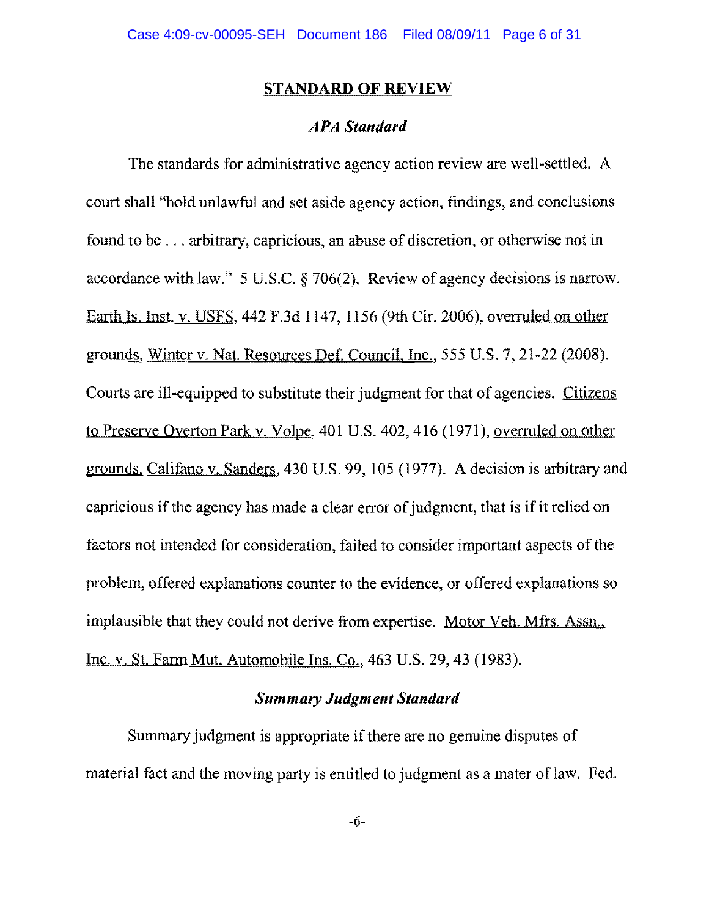## STANDARD OF REVIEW

### *APA Standard*

The standards for administrative agency action review are well-settled. A court shall "hold unlawful and set aside agency action, findings, and conclusions found to be . . . arbitrary, capricious, an abuse of discretion, or otherwise not in accordance with law." 5 U.S.C. § 706(2). Review of agency decisions is narrow. Earth Is. Inst. v. USFS, 442 F.3d 1147, 1156 (9th Cir. 2006), overruled on other grounds, Winter v. Nat. Resources Def. Council, Inc., 555 U.S. 7, 21-22 (2008). Courts are ill-equipped to substitute their judgment for that of agencies. Citizens to Preserve Overton Park v. Volpe, 401 U.S. 402, 416 (1971), overruled on other grounds, Califano v. Sanders, 430 U.S. 99, 105 (1977). A decision is arbitrary and capricious if the agency has made a clear error of judgment, that is if it relied on factors not intended for consideration, failed to consider important aspects of the problem, offered explanations counter to the evidence, or offered explanations so implausible that they could not derive from expertise. Motor Veh. Mfrs. Assn., Inc. v. St. Farm Mut. Automobile Ins. Co., 463 U.S. 29, 43 (1983).

### *Summary Judgment Standard*

Summary judgment is appropriate if there are no genuine disputes of material fact and the moving party is entitled to judgment as a mater of law. Fed.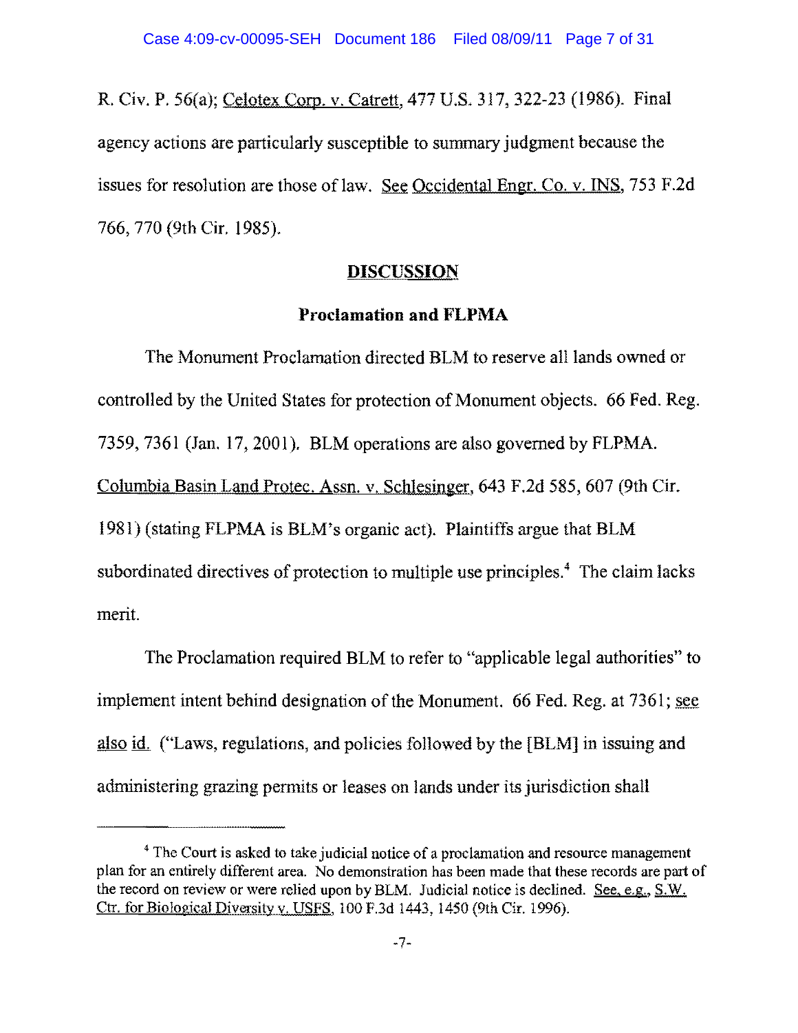R. Civ. P. 56(a); Celotex Corp. v. Catrett, 477 U.S. 317, 322-23 (1986). Final agency actions are particularly susceptible to summary judgment because the issues for resolution are those of law. See Occidental Engr. Co. v. INS, 753 F.2d 766, 770 (9th Cir. 1985).

## DISCUSSION

### Proclamation and FLPMA

The Monument Proclamation directed BLM to reserve all lands owned or controlled by the United States for protection of Monument objects. 66 Fed. Reg. 7359, 7361 (Jan. 17, 2001). BLM operations are also governed by FLPMA. Columbia Basin Land Protec. Assn. v. Schlesinger, 643 F.2d 585, 607 (9th Cir. 1981) (stating FLPMA is BLM's organic act). Plaintiffs argue that BLM subordinated directives of protection to multiple use principles.[4] The claim lacks merit.

The Proclamation required BLM to refer to "applicable legal authorities" to implement intent behind designation of the Monument. 66 Fed. Reg. at 7361; see also id. ("Laws, regulations, and policies followed by the [BLM] in issuing and administering grazing permits or leases on lands under its jurisdiction shall

---

[4] The Court is asked to take judicial notice of a proclamation and resource management plan for an entirely different area. No demonstration has been made that these records are part of the record on review or were relied upon by BLM. Judicial notice is declined. See, e.g., S.W. Ctr. for Biological Diversity v. USFS, 100 F.3d 1443, 1450 (9th Cir. 1996).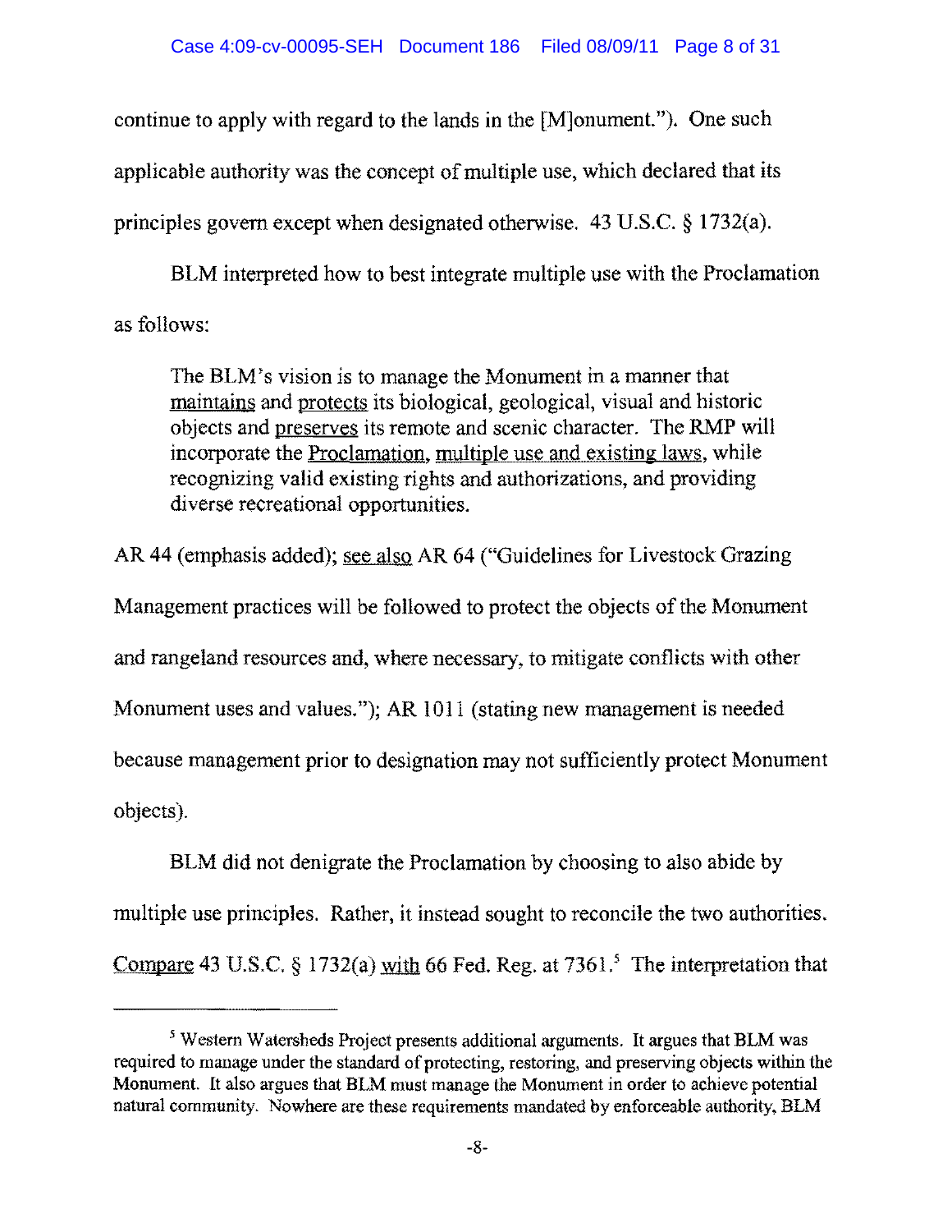continue to apply with regard to the lands in the [M]onument."). One such applicable authority was the concept of multiple use, which declared that its principles govern except when designated otherwise. 43 U.S.C. § 1732(a).

BLM interpreted how to best integrate multiple use with the Proclamation as follows:

> The BLM's vision is to manage the Monument in a manner that maintains and protects its biological, geological, visual and historic objects and preserves its remote and scenic character. The RMP will incorporate the Proclamation, multiple use and existing laws, while recognizing valid existing rights and authorizations, and providing diverse recreational opportunities.

AR 44 (emphasis added); see also AR 64 ("Guidelines for Livestock Grazing Management practices will be followed to protect the objects of the Monument and rangeland resources and, where necessary, to mitigate conflicts with other Monument uses and values."); AR 1011 (stating new management is needed because management prior to designation may not sufficiently protect Monument objects).

BLM did not denigrate the Proclamation by choosing to also abide by multiple use principles. Rather, it instead sought to reconcile the two authorities. Compare 43 U.S.C. § 1732(a) with 66 Fed. Reg. at 7361.[5] The interpretation that

[5] Western Watersheds Project presents additional arguments. It argues that BLM was required to manage under the standard of protecting, restoring, and preserving objects within the Monument. It also argues that BLM must manage the Monument in order to achieve potential natural community. Nowhere are these requirements mandated by enforceable authority. BLM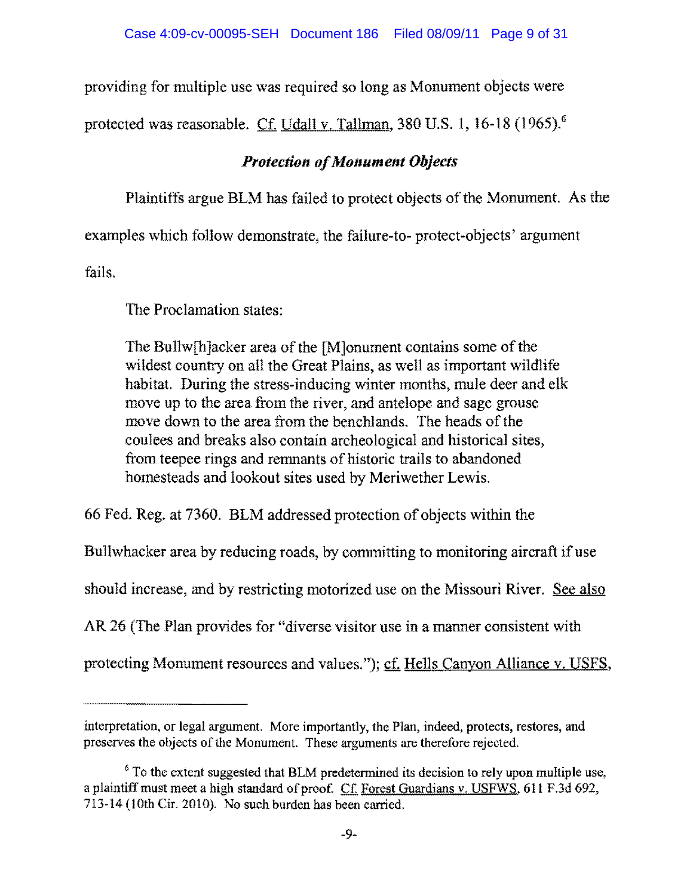providing for multiple use was required so long as Monument objects were protected was reasonable. Cf. Udall v. Tallman, 380 U.S. 1, 16-18 (1965).[6]

### ***Protection of Monument Objects***

Plaintiffs argue BLM has failed to protect objects of the Monument. As the examples which follow demonstrate, the failure-to- protect-objects' argument fails.

The Proclamation states:

> The Bullw[h]acker area of the [M]onument contains some of the wildest country on all the Great Plains, as well as important wildlife habitat. During the stress-inducing winter months, mule deer and elk move up to the area from the river, and antelope and sage grouse move down to the area from the benchlands. The heads of the coulees and breaks also contain archeological and historical sites, from teepee rings and remnants of historic trails to abandoned homesteads and lookout sites used by Meriwether Lewis.

66 Fed. Reg. at 7360. BLM addressed protection of objects within the Bullwhacker area by reducing roads, by committing to monitoring aircraft if use should increase, and by restricting motorized use on the Missouri River. See also AR 26 (The Plan provides for "diverse visitor use in a manner consistent with protecting Monument resources and values."); cf. Hells Canyon Alliance v. USFS,

---

interpretation, or legal argument. More importantly, the Plan, indeed, protects, restores, and preserves the objects of the Monument. These arguments are therefore rejected.

[6] To the extent suggested that BLM predetermined its decision to rely upon multiple use, a plaintiff must meet a high standard of proof. Cf. Forest Guardians v. USFWS, 611 F.3d 692, 713-14 (10th Cir. 2010). No such burden has been carried.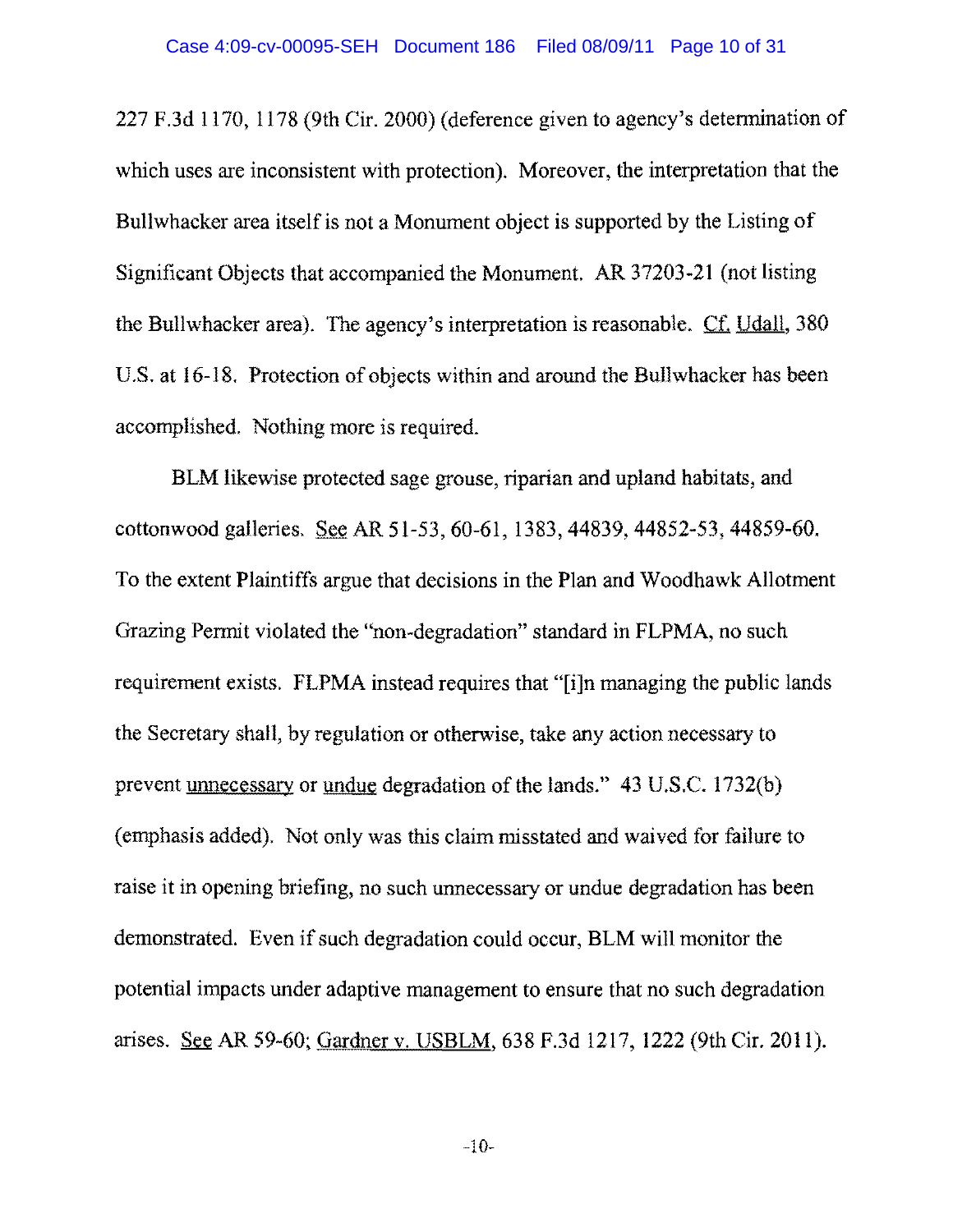227 F.3d 1170, 1178 (9th Cir. 2000) (deference given to agency's determination of which uses are inconsistent with protection). Moreover, the interpretation that the Bullwhacker area itself is not a Monument object is supported by the Listing of Significant Objects that accompanied the Monument. AR 37203-21 (not listing the Bullwhacker area). The agency's interpretation is reasonable. Cf. Udall, 380 U.S. at 16-18. Protection of objects within and around the Bullwhacker has been accomplished. Nothing more is required.

BLM likewise protected sage grouse, riparian and upland habitats, and cottonwood galleries. See AR 51-53, 60-61, 1383, 44839, 44852-53, 44859-60. To the extent Plaintiffs argue that decisions in the Plan and Woodhawk Allotment Grazing Permit violated the "non-degradation" standard in FLPMA, no such requirement exists. FLPMA instead requires that "[i]n managing the public lands the Secretary shall, by regulation or otherwise, take any action necessary to prevent unnecessary or undue degradation of the lands." 43 U.S.C. 1732(b) (emphasis added). Not only was this claim misstated and waived for failure to raise it in opening briefing, no such unnecessary or undue degradation has been demonstrated. Even if such degradation could occur, BLM will monitor the potential impacts under adaptive management to ensure that no such degradation arises. See AR 59-60; Gardner v. USBLM, 638 F.3d 1217, 1222 (9th Cir. 2011).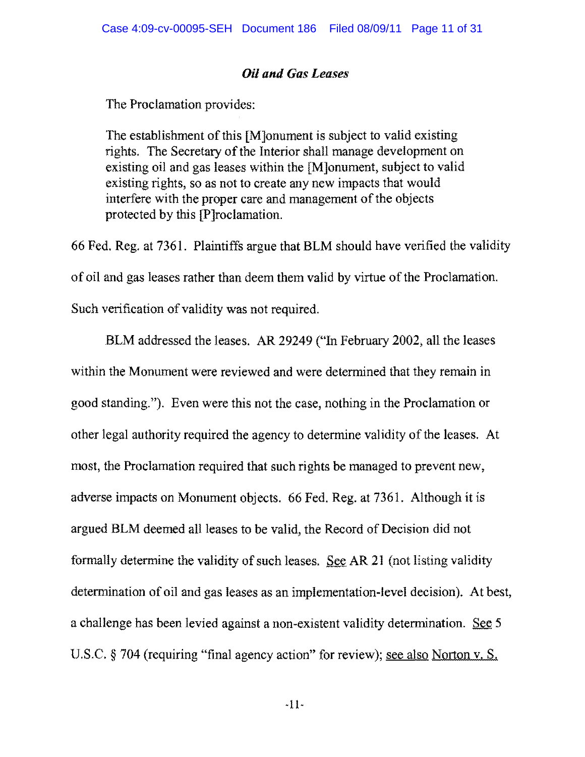### *Oil and Gas Leases*

The Proclamation provides:

> The establishment of this [M]onument is subject to valid existing rights. The Secretary of the Interior shall manage development on existing oil and gas leases within the [M]onument, subject to valid existing rights, so as not to create any new impacts that would interfere with the proper care and management of the objects protected by this [P]roclamation.

66 Fed. Reg. at 7361. Plaintiffs argue that BLM should have verified the validity of oil and gas leases rather than deem them valid by virtue of the Proclamation. Such verification of validity was not required.

BLM addressed the leases. AR 29249 ("In February 2002, all the leases within the Monument were reviewed and were determined that they remain in good standing."). Even were this not the case, nothing in the Proclamation or other legal authority required the agency to determine validity of the leases. At most, the Proclamation required that such rights be managed to prevent new, adverse impacts on Monument objects. 66 Fed. Reg. at 7361. Although it is argued BLM deemed all leases to be valid, the Record of Decision did not formally determine the validity of such leases. See AR 21 (not listing validity determination of oil and gas leases as an implementation-level decision). At best, a challenge has been levied against a non-existent validity determination. See 5 U.S.C. § 704 (requiring "final agency action" for review); see also Norton v. S.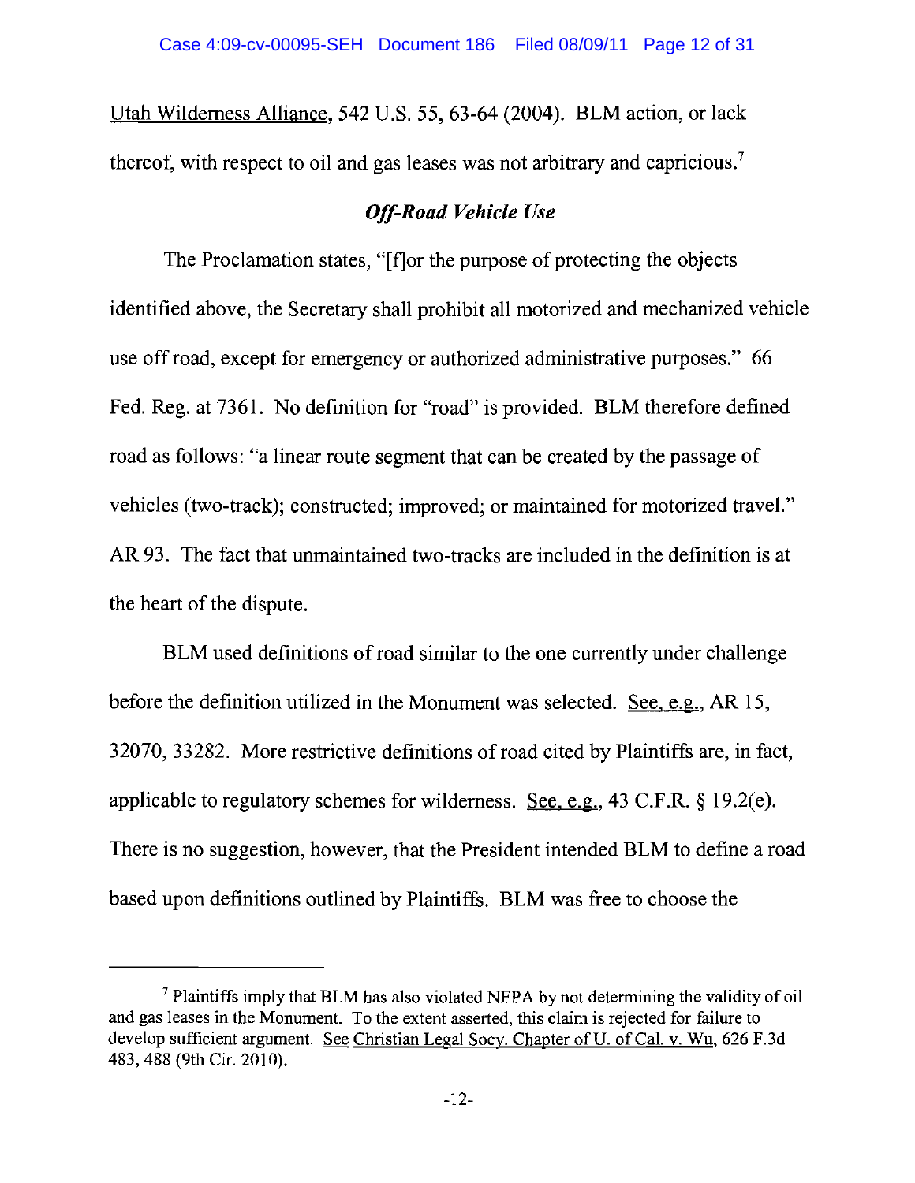Utah Wilderness Alliance, 542 U.S. 55, 63-64 (2004). BLM action, or lack thereof, with respect to oil and gas leases was not arbitrary and capricious.[7]

### *Off-Road Vehicle Use*

The Proclamation states, "[f]or the purpose of protecting the objects identified above, the Secretary shall prohibit all motorized and mechanized vehicle use off road, except for emergency or authorized administrative purposes." 66 Fed. Reg. at 7361. No definition for "road" is provided. BLM therefore defined road as follows: "a linear route segment that can be created by the passage of vehicles (two-track); constructed; improved; or maintained for motorized travel." AR 93. The fact that unmaintained two-tracks are included in the definition is at the heart of the dispute.

BLM used definitions of road similar to the one currently under challenge before the definition utilized in the Monument was selected. See, e.g., AR 15, 32070, 33282. More restrictive definitions of road cited by Plaintiffs are, in fact, applicable to regulatory schemes for wilderness. See, e.g., 43 C.F.R. § 19.2(e). There is no suggestion, however, that the President intended BLM to define a road based upon definitions outlined by Plaintiffs. BLM was free to choose the

---

[7] Plaintiffs imply that BLM has also violated NEPA by not determining the validity of oil and gas leases in the Monument. To the extent asserted, this claim is rejected for failure to develop sufficient argument. See Christian Legal Socy. Chapter of U. of Cal. v. Wu, 626 F.3d 483, 488 (9th Cir. 2010).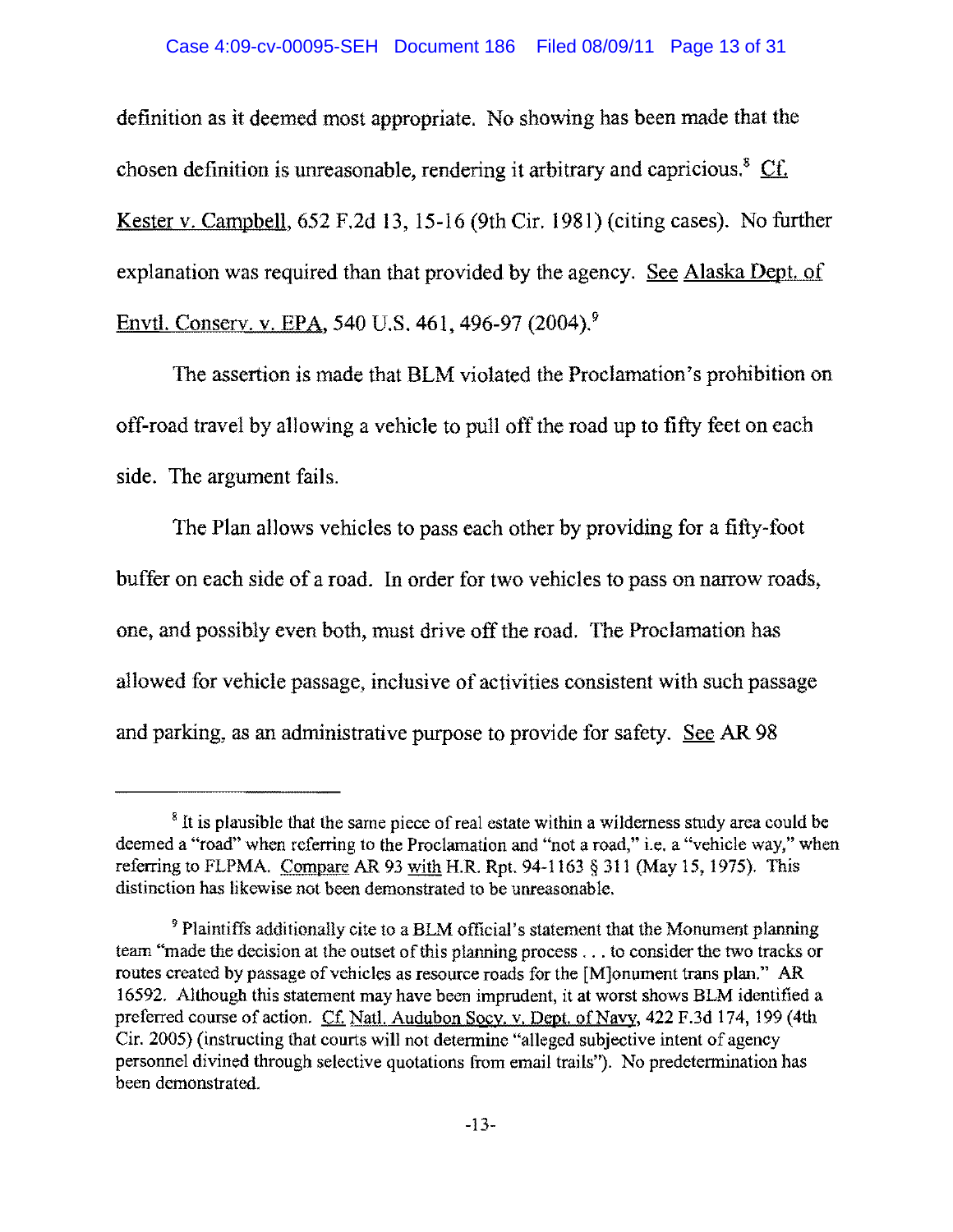definition as it deemed most appropriate. No showing has been made that the chosen definition is unreasonable, rendering it arbitrary and capricious.[8] Cf. Kester v. Campbell, 652 F.2d 13, 15-16 (9th Cir. 1981) (citing cases). No further explanation was required than that provided by the agency. See Alaska Dept. of Envtl. Conserv. v. EPA, 540 U.S. 461, 496-97 (2004).[9]

The assertion is made that BLM violated the Proclamation's prohibition on off-road travel by allowing a vehicle to pull off the road up to fifty feet on each side. The argument fails.

The Plan allows vehicles to pass each other by providing for a fifty-foot buffer on each side of a road. In order for two vehicles to pass on narrow roads, one, and possibly even both, must drive off the road. The Proclamation has allowed for vehicle passage, inclusive of activities consistent with such passage and parking, as an administrative purpose to provide for safety. See AR 98

---

[8] It is plausible that the same piece of real estate within a wilderness study area could be deemed a "road" when referring to the Proclamation and "not a road," i.e. a "vehicle way," when referring to FLPMA. Compare AR 93 with H.R. Rpt. 94-1163 § 311 (May 15, 1975). This distinction has likewise not been demonstrated to be unreasonable.

[9] Plaintiffs additionally cite to a BLM official's statement that the Monument planning team "made the decision at the outset of this planning process . . . to consider the two tracks or routes created by passage of vehicles as resource roads for the [M]onument trans plan." AR 16592. Although this statement may have been imprudent, it at worst shows BLM identified a preferred course of action. Cf. Natl. Audubon Socy. v. Dept. of Navy, 422 F.3d 174, 199 (4th Cir. 2005) (instructing that courts will not determine "alleged subjective intent of agency personnel divined through selective quotations from email trails"). No predetermination has been demonstrated.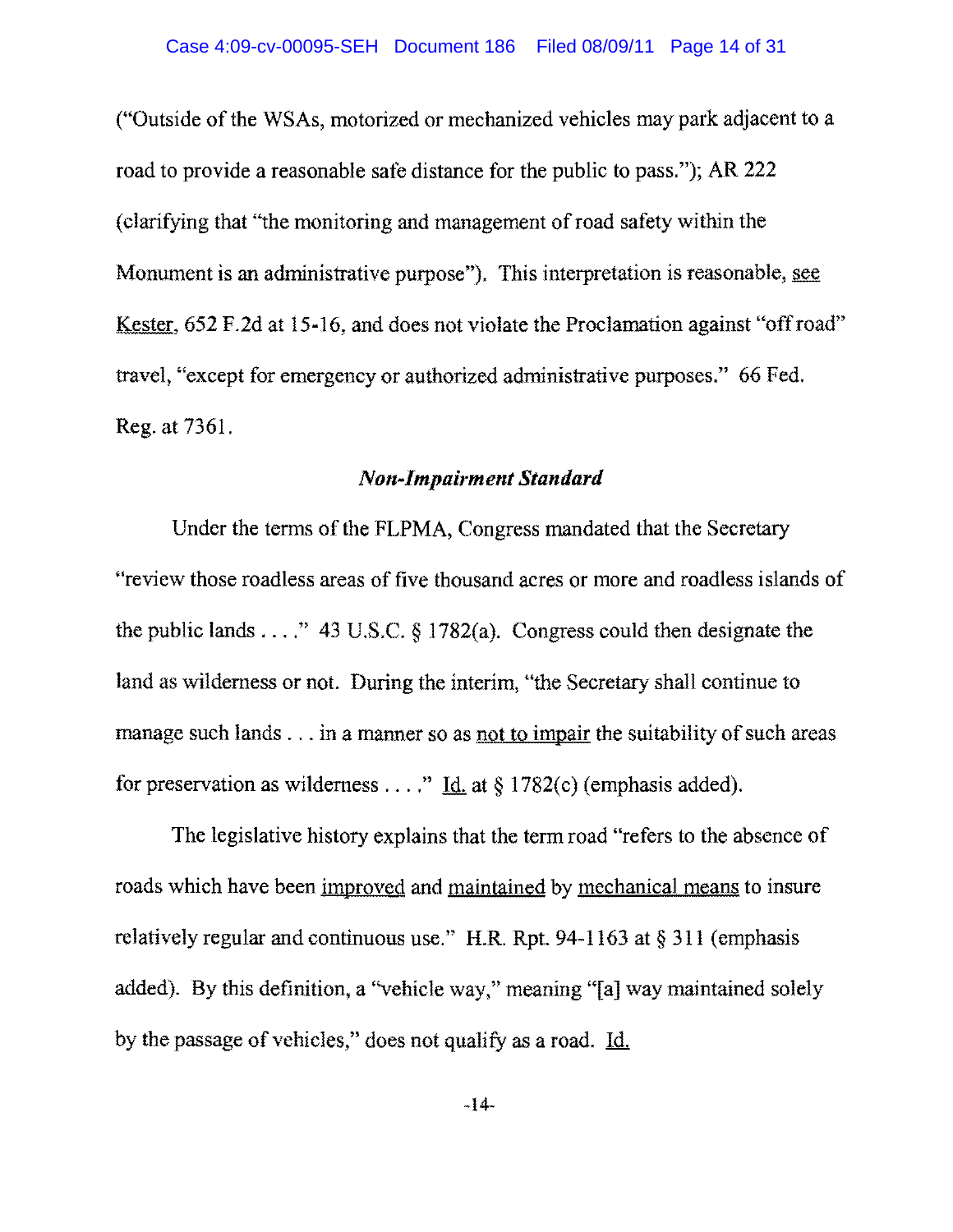("Outside of the WSAs, motorized or mechanized vehicles may park adjacent to a road to provide a reasonable safe distance for the public to pass."); AR 222 (clarifying that "the monitoring and management of road safety within the Monument is an administrative purpose"). This interpretation is reasonable, see Kester, 652 F.2d at 15-16, and does not violate the Proclamation against "off road" travel, "except for emergency or authorized administrative purposes." 66 Fed. Reg. at 7361.

### *Non-Impairment Standard*

Under the terms of the FLPMA, Congress mandated that the Secretary "review those roadless areas of five thousand acres or more and roadless islands of the public lands . . . ." 43 U.S.C. § 1782(a). Congress could then designate the land as wilderness or not. During the interim, "the Secretary shall continue to manage such lands . . . in a manner so as not to impair the suitability of such areas for preservation as wilderness . . . ." Id. at § 1782(c) (emphasis added).

The legislative history explains that the term road "refers to the absence of roads which have been improved and maintained by mechanical means to insure relatively regular and continuous use." H.R. Rpt. 94-1163 at § 311 (emphasis added). By this definition, a "vehicle way," meaning "[a] way maintained solely by the passage of vehicles," does not qualify as a road. Id.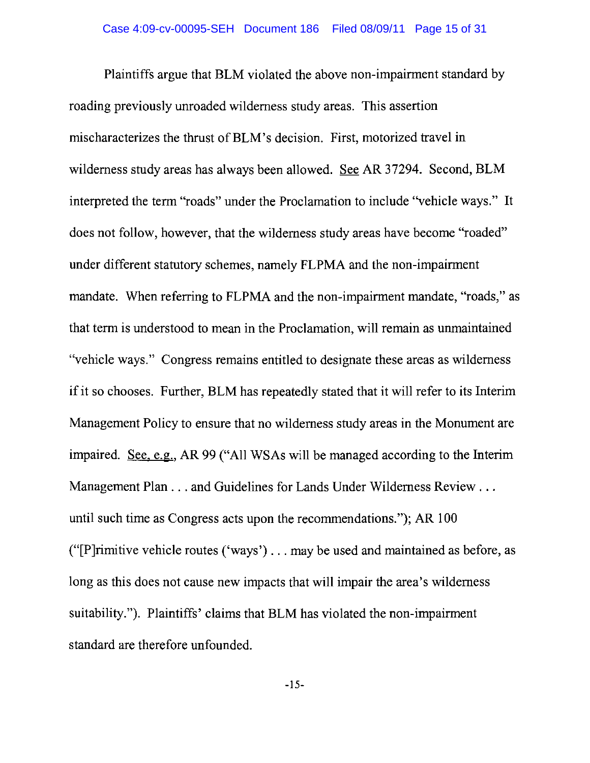Plaintiffs argue that BLM violated the above non-impairment standard by roading previously unroaded wilderness study areas. This assertion mischaracterizes the thrust of BLM's decision. First, motorized travel in wilderness study areas has always been allowed. See AR 37294. Second, BLM interpreted the term "roads" under the Proclamation to include "vehicle ways." It does not follow, however, that the wilderness study areas have become "roaded" under different statutory schemes, namely FLPMA and the non-impairment mandate. When referring to FLPMA and the non-impairment mandate, "roads," as that term is understood to mean in the Proclamation, will remain as unmaintained "vehicle ways." Congress remains entitled to designate these areas as wilderness if it so chooses. Further, BLM has repeatedly stated that it will refer to its Interim Management Policy to ensure that no wilderness study areas in the Monument are impaired. See, e.g., AR 99 ("All WSAs will be managed according to the Interim Management Plan . . . and Guidelines for Lands Under Wilderness Review . . . until such time as Congress acts upon the recommendations."); AR 100 ("[P]rimitive vehicle routes ('ways') . . . may be used and maintained as before, as long as this does not cause new impacts that will impair the area's wilderness suitability."). Plaintiffs' claims that BLM has violated the non-impairment standard are therefore unfounded.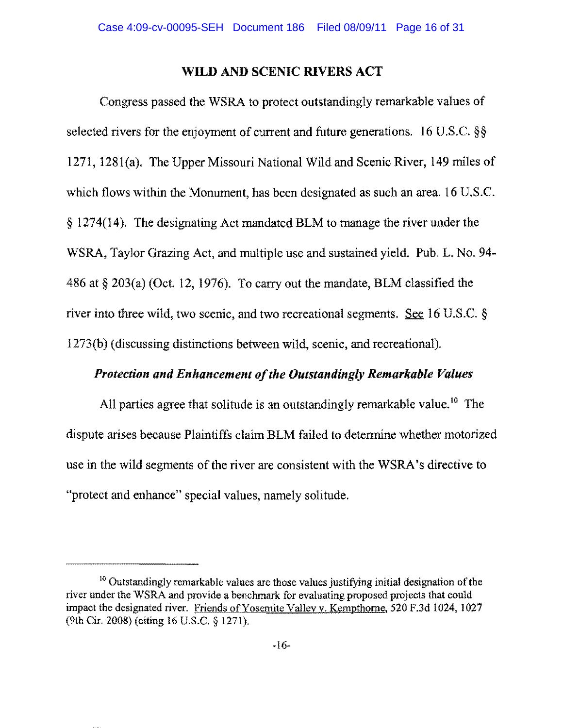## WILD AND SCENIC RIVERS ACT

Congress passed the WSRA to protect outstandingly remarkable values of selected rivers for the enjoyment of current and future generations. 16 U.S.C. §§ 1271, 1281(a). The Upper Missouri National Wild and Scenic River, 149 miles of which flows within the Monument, has been designated as such an area. 16 U.S.C. § 1274(14). The designating Act mandated BLM to manage the river under the WSRA, Taylor Grazing Act, and multiple use and sustained yield. Pub. L. No. 94-486 at § 203(a) (Oct. 12, 1976). To carry out the mandate, BLM classified the river into three wild, two scenic, and two recreational segments. See 16 U.S.C. § 1273(b) (discussing distinctions between wild, scenic, and recreational).

### *Protection and Enhancement of the Outstandingly Remarkable Values*

All parties agree that solitude is an outstandingly remarkable value.[10] The dispute arises because Plaintiffs claim BLM failed to determine whether motorized use in the wild segments of the river are consistent with the WSRA's directive to "protect and enhance" special values, namely solitude.

---

[10] Outstandingly remarkable values are those values justifying initial designation of the river under the WSRA and provide a benchmark for evaluating proposed projects that could impact the designated river. Friends of Yosemite Valley v. Kempthorne, 520 F.3d 1024, 1027 (9th Cir. 2008) (citing 16 U.S.C. § 1271).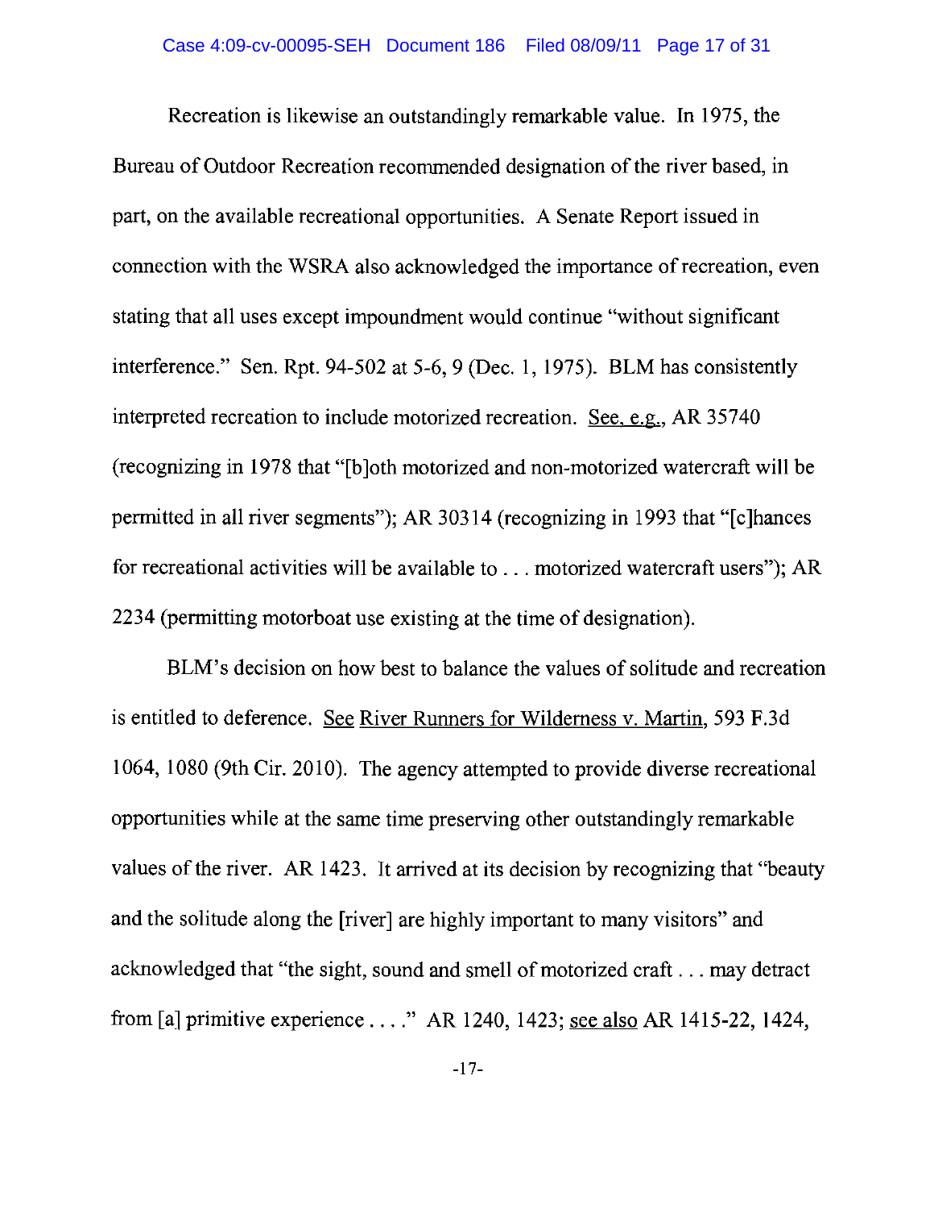Recreation is likewise an outstandingly remarkable value. In 1975, the Bureau of Outdoor Recreation recommended designation of the river based, in part, on the available recreational opportunities. A Senate Report issued in connection with the WSRA also acknowledged the importance of recreation, even stating that all uses except impoundment would continue "without significant interference." Sen. Rpt. 94-502 at 5-6, 9 (Dec. 1, 1975). BLM has consistently interpreted recreation to include motorized recreation. See, e.g., AR 35740 (recognizing in 1978 that "[b]oth motorized and non-motorized watercraft will be permitted in all river segments"); AR 30314 (recognizing in 1993 that "[c]hances for recreational activities will be available to . . . motorized watercraft users"); AR 2234 (permitting motorboat use existing at the time of designation).

BLM's decision on how best to balance the values of solitude and recreation is entitled to deference. See River Runners for Wilderness v. Martin, 593 F.3d 1064, 1080 (9th Cir. 2010). The agency attempted to provide diverse recreational opportunities while at the same time preserving other outstandingly remarkable values of the river. AR 1423. It arrived at its decision by recognizing that "beauty and the solitude along the [river] are highly important to many visitors" and acknowledged that "the sight, sound and smell of motorized craft . . . may detract from [a] primitive experience . . . ." AR 1240, 1423; see also AR 1415-22, 1424,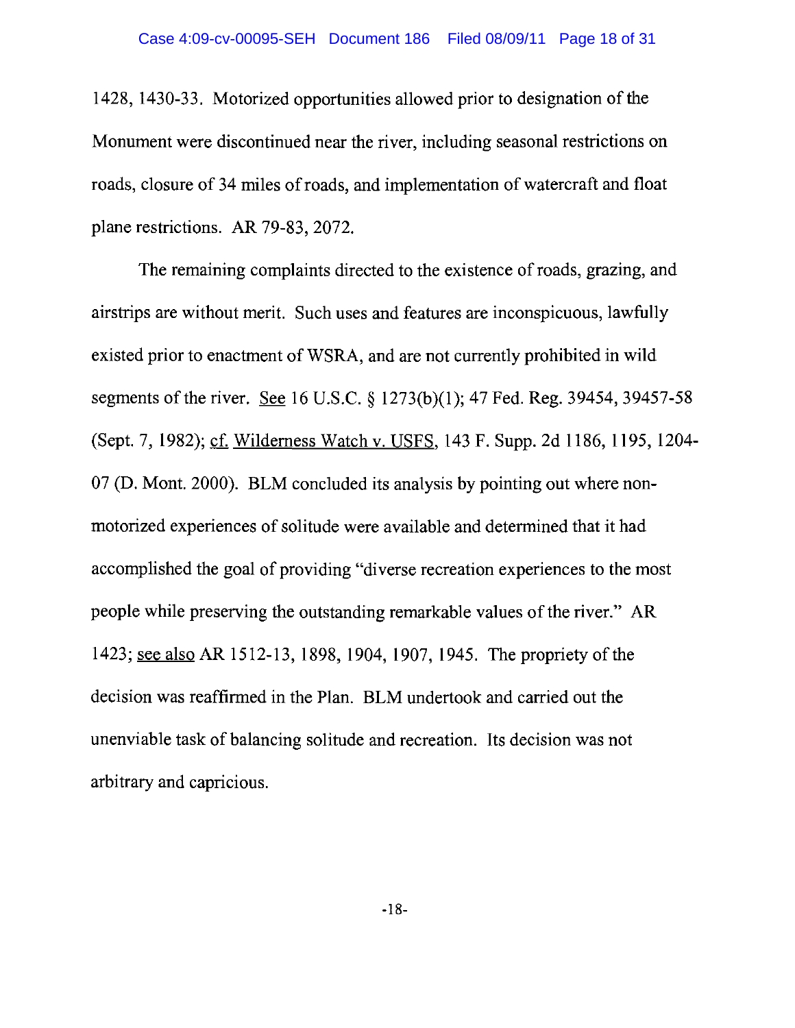1428, 1430-33. Motorized opportunities allowed prior to designation of the Monument were discontinued near the river, including seasonal restrictions on roads, closure of 34 miles of roads, and implementation of watercraft and float plane restrictions. AR 79-83, 2072.

The remaining complaints directed to the existence of roads, grazing, and airstrips are without merit. Such uses and features are inconspicuous, lawfully existed prior to enactment of WSRA, and are not currently prohibited in wild segments of the river. See 16 U.S.C. § 1273(b)(1); 47 Fed. Reg. 39454, 39457-58 (Sept. 7, 1982); cf. Wilderness Watch v. USFS, 143 F. Supp. 2d 1186, 1195, 1204-07 (D. Mont. 2000). BLM concluded its analysis by pointing out where non-motorized experiences of solitude were available and determined that it had accomplished the goal of providing "diverse recreation experiences to the most people while preserving the outstanding remarkable values of the river." AR 1423; see also AR 1512-13, 1898, 1904, 1907, 1945. The propriety of the decision was reaffirmed in the Plan. BLM undertook and carried out the unenviable task of balancing solitude and recreation. Its decision was not arbitrary and capricious.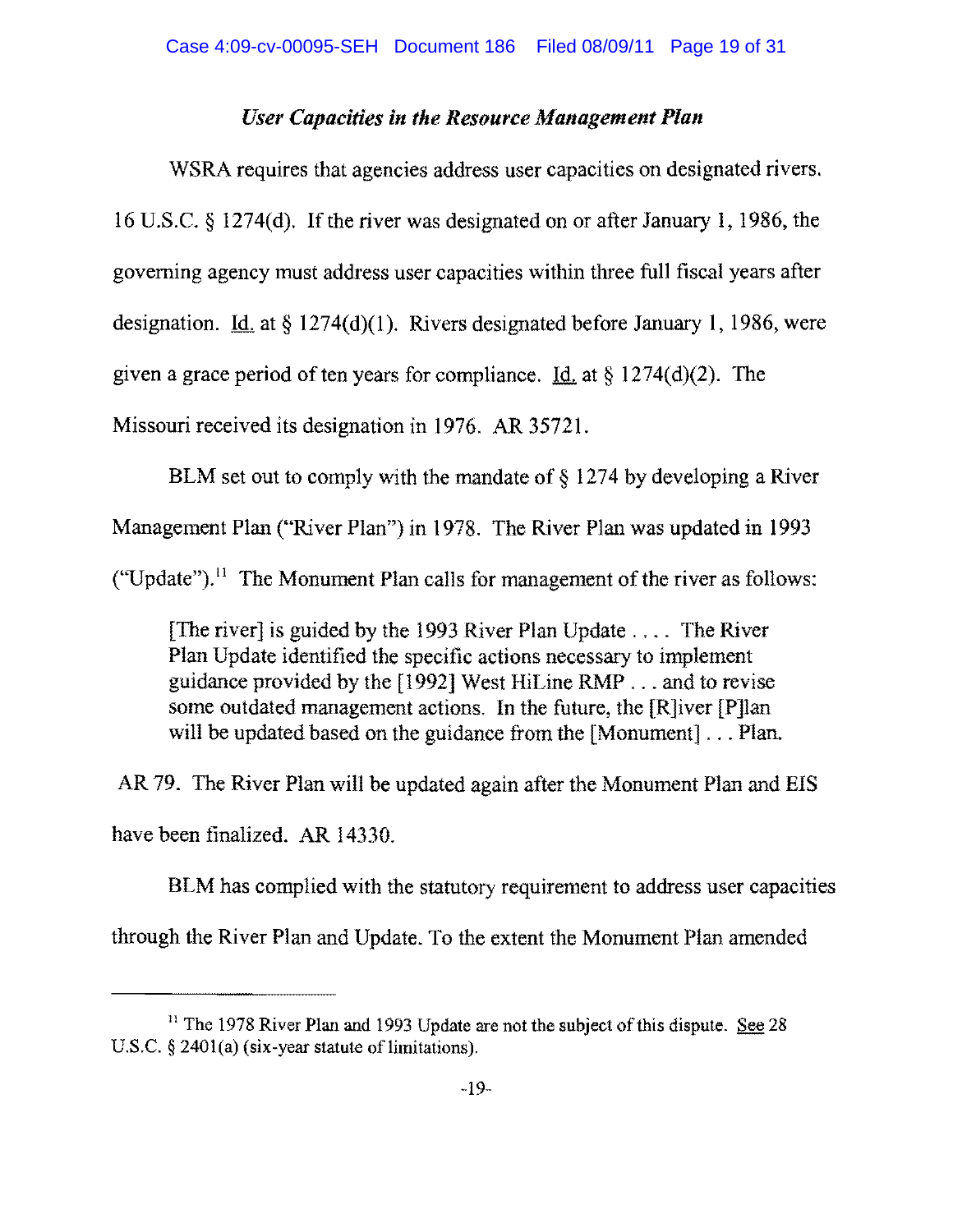### *User Capacities in the Resource Management Plan*

WSRA requires that agencies address user capacities on designated rivers. 16 U.S.C. § 1274(d). If the river was designated on or after January 1, 1986, the governing agency must address user capacities within three full fiscal years after designation. Id. at § 1274(d)(1). Rivers designated before January 1, 1986, were given a grace period of ten years for compliance. Id. at § 1274(d)(2). The Missouri received its designation in 1976. AR 35721.

BLM set out to comply with the mandate of § 1274 by developing a River Management Plan ("River Plan") in 1978. The River Plan was updated in 1993 ("Update").[11] The Monument Plan calls for management of the river as follows:

> [The river] is guided by the 1993 River Plan Update . . . . The River Plan Update identified the specific actions necessary to implement guidance provided by the [1992] West HiLine RMP . . . and to revise some outdated management actions. In the future, the [R]iver [P]lan will be updated based on the guidance from the [Monument] . . . Plan.

AR 79. The River Plan will be updated again after the Monument Plan and EIS have been finalized. AR 14330.

BLM has complied with the statutory requirement to address user capacities through the River Plan and Update. To the extent the Monument Plan amended

---

[11] The 1978 River Plan and 1993 Update are not the subject of this dispute. See 28 U.S.C. § 2401(a) (six-year statute of limitations).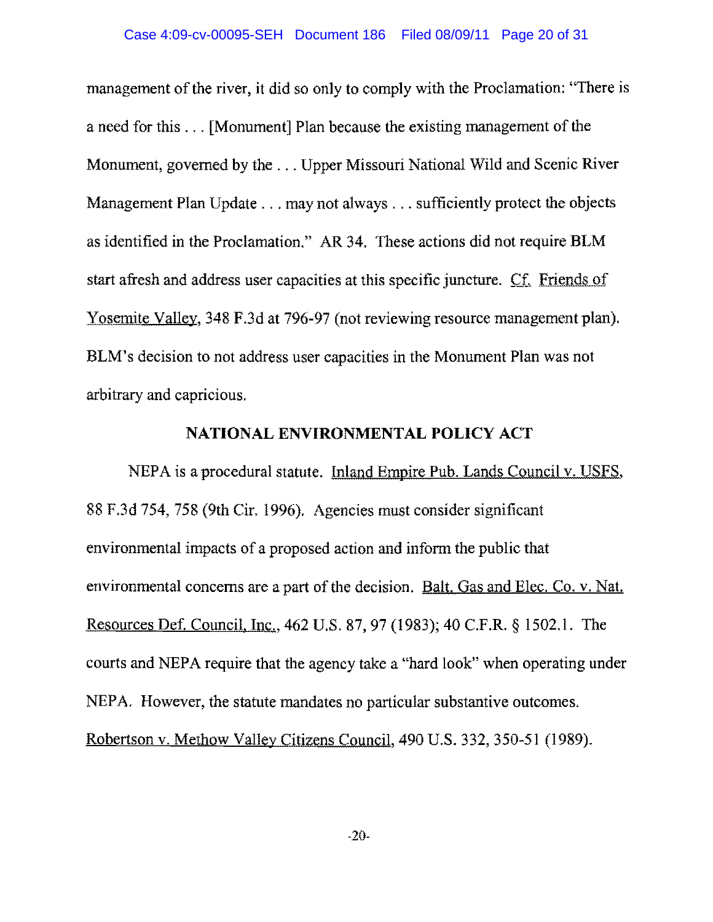management of the river, it did so only to comply with the Proclamation: "There is a need for this . . . [Monument] Plan because the existing management of the Monument, governed by the . . . Upper Missouri National Wild and Scenic River Management Plan Update . . . may not always . . . sufficiently protect the objects as identified in the Proclamation." AR 34. These actions did not require BLM start afresh and address user capacities at this specific juncture. Cf. Friends of Yosemite Valley, 348 F.3d at 796-97 (not reviewing resource management plan). BLM's decision to not address user capacities in the Monument Plan was not arbitrary and capricious.

## NATIONAL ENVIRONMENTAL POLICY ACT

NEPA is a procedural statute. Inland Empire Pub. Lands Council v. USFS, 88 F.3d 754, 758 (9th Cir. 1996). Agencies must consider significant environmental impacts of a proposed action and inform the public that environmental concerns are a part of the decision. Balt. Gas and Elec. Co. v. Nat. Resources Def. Council, Inc., 462 U.S. 87, 97 (1983); 40 C.F.R. § 1502.1. The courts and NEPA require that the agency take a "hard look" when operating under NEPA. However, the statute mandates no particular substantive outcomes. Robertson v. Methow Valley Citizens Council, 490 U.S. 332, 350-51 (1989).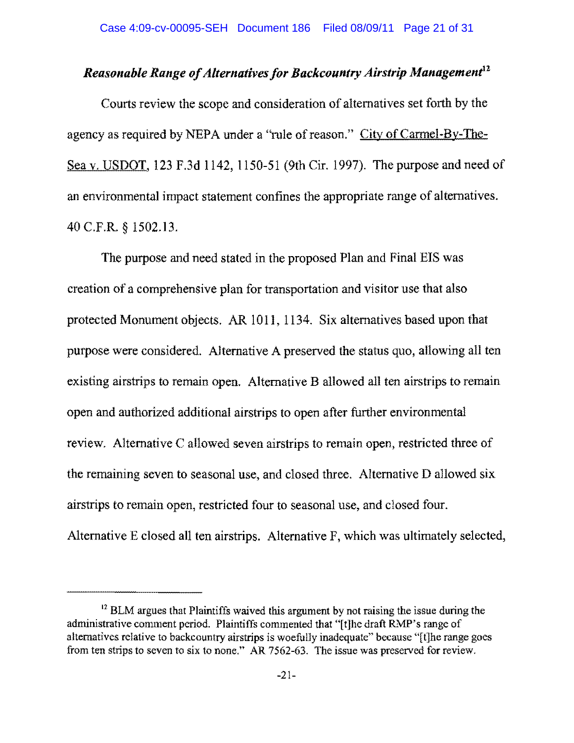### *Reasonable Range of Alternatives for Backcountry Airstrip Management*[12]

Courts review the scope and consideration of alternatives set forth by the agency as required by NEPA under a "rule of reason." City of Carmel-By-The-Sea v. USDOT, 123 F.3d 1142, 1150-51 (9th Cir. 1997). The purpose and need of an environmental impact statement confines the appropriate range of alternatives. 40 C.F.R. § 1502.13.

The purpose and need stated in the proposed Plan and Final EIS was creation of a comprehensive plan for transportation and visitor use that also protected Monument objects. AR 1011, 1134. Six alternatives based upon that purpose were considered. Alternative A preserved the status quo, allowing all ten existing airstrips to remain open. Alternative B allowed all ten airstrips to remain open and authorized additional airstrips to open after further environmental review. Alternative C allowed seven airstrips to remain open, restricted three of the remaining seven to seasonal use, and closed three. Alternative D allowed six airstrips to remain open, restricted four to seasonal use, and closed four. Alternative E closed all ten airstrips. Alternative F, which was ultimately selected,

[12] BLM argues that Plaintiffs waived this argument by not raising the issue during the administrative comment period. Plaintiffs commented that "[t]he draft RMP's range of alternatives relative to backcountry airstrips is woefully inadequate" because "[t]he range goes from ten strips to seven to six to none." AR 7562-63. The issue was preserved for review.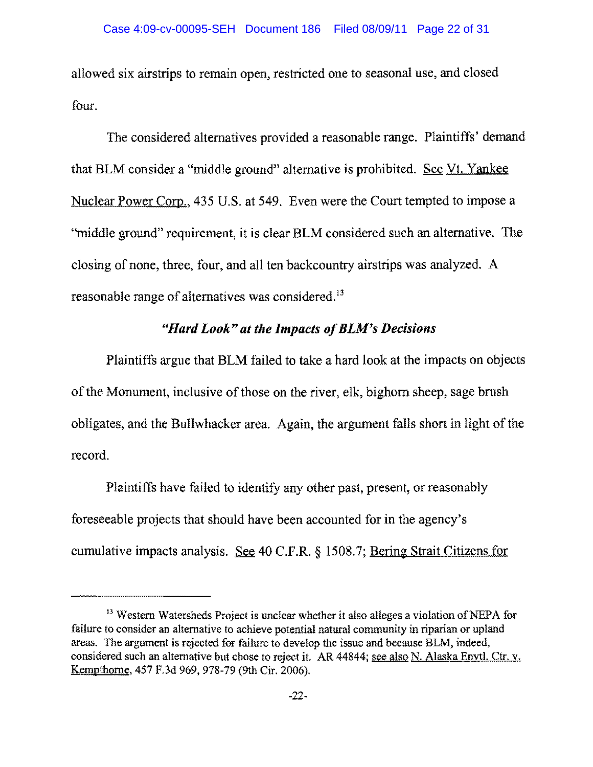allowed six airstrips to remain open, restricted one to seasonal use, and closed four.

The considered alternatives provided a reasonable range. Plaintiffs' demand that BLM consider a "middle ground" alternative is prohibited. See Vt. Yankee Nuclear Power Corp., 435 U.S. at 549. Even were the Court tempted to impose a "middle ground" requirement, it is clear BLM considered such an alternative. The closing of none, three, four, and all ten backcountry airstrips was analyzed. A reasonable range of alternatives was considered.[13]

### *"Hard Look" at the Impacts of BLM's Decisions*

Plaintiffs argue that BLM failed to take a hard look at the impacts on objects of the Monument, inclusive of those on the river, elk, bighorn sheep, sage brush obligates, and the Bullwhacker area. Again, the argument falls short in light of the record.

Plaintiffs have failed to identify any other past, present, or reasonably foreseeable projects that should have been accounted for in the agency's cumulative impacts analysis. See 40 C.F.R. § 1508.7; Bering Strait Citizens for

---

[13] Western Watersheds Project is unclear whether it also alleges a violation of NEPA for failure to consider an alternative to achieve potential natural community in riparian or upland areas. The argument is rejected for failure to develop the issue and because BLM, indeed, considered such an alternative but chose to reject it. AR 44844; see also N. Alaska Envtl. Ctr. v. Kempthorne, 457 F.3d 969, 978-79 (9th Cir. 2006).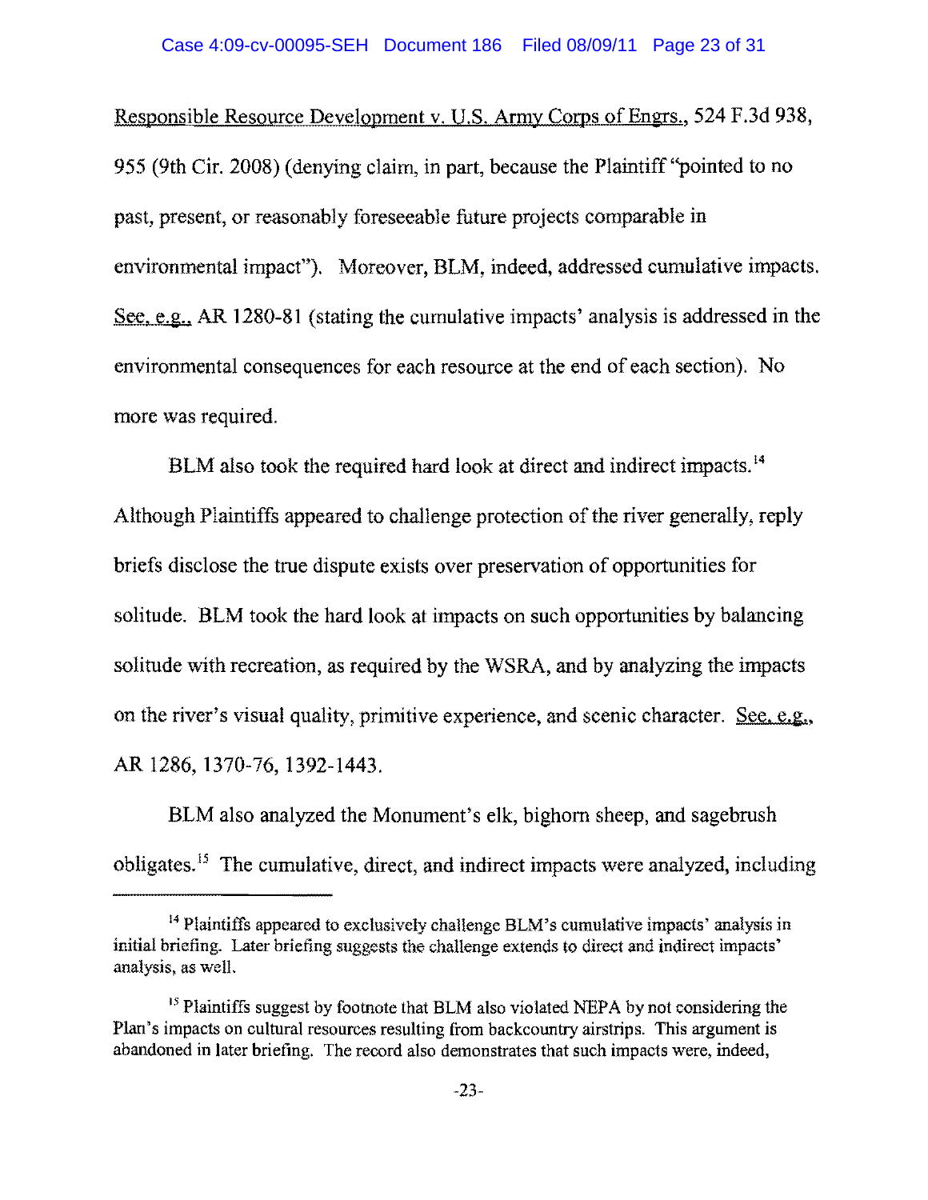Responsible Resource Development v. U.S. Army Corps of Engrs., 524 F.3d 938, 955 (9th Cir. 2008) (denying claim, in part, because the Plaintiff "pointed to no past, present, or reasonably foreseeable future projects comparable in environmental impact"). Moreover, BLM, indeed, addressed cumulative impacts. See, e.g., AR 1280-81 (stating the cumulative impacts' analysis is addressed in the environmental consequences for each resource at the end of each section). No more was required.

BLM also took the required hard look at direct and indirect impacts.[14] Although Plaintiffs appeared to challenge protection of the river generally, reply briefs disclose the true dispute exists over preservation of opportunities for solitude. BLM took the hard look at impacts on such opportunities by balancing solitude with recreation, as required by the WSRA, and by analyzing the impacts on the river's visual quality, primitive experience, and scenic character. See, e.g., AR 1286, 1370-76, 1392-1443.

BLM also analyzed the Monument's elk, bighorn sheep, and sagebrush obligates.[15] The cumulative, direct, and indirect impacts were analyzed, including

---

[14] Plaintiffs appeared to exclusively challenge BLM's cumulative impacts' analysis in initial briefing. Later briefing suggests the challenge extends to direct and indirect impacts' analysis, as well.

[15] Plaintiffs suggest by footnote that BLM also violated NEPA by not considering the Plan's impacts on cultural resources resulting from backcountry airstrips. This argument is abandoned in later briefing. The record also demonstrates that such impacts were, indeed,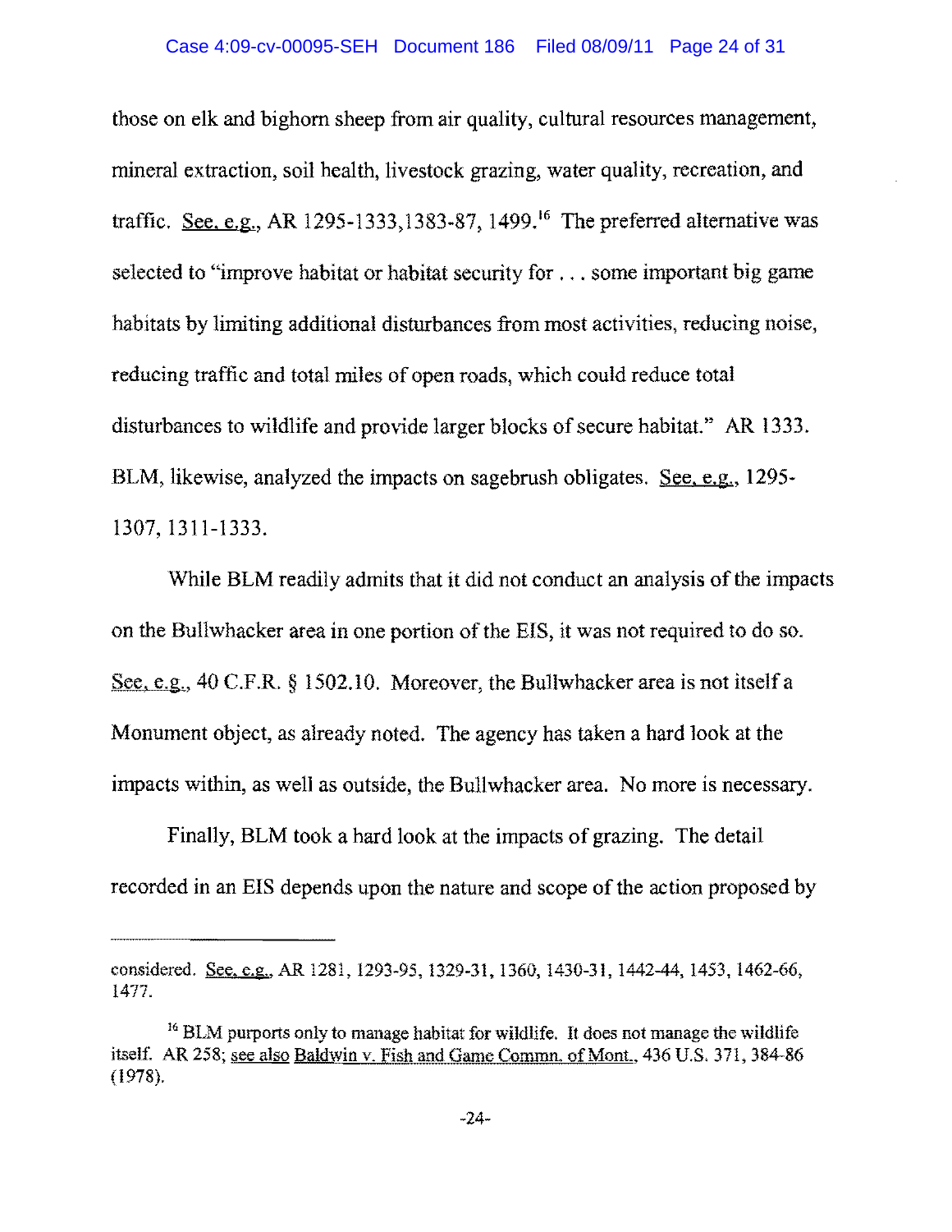those on elk and bighorn sheep from air quality, cultural resources management, mineral extraction, soil health, livestock grazing, water quality, recreation, and traffic. See, e.g., AR 1295-1333,1383-87, 1499.[16] The preferred alternative was selected to "improve habitat or habitat security for . . . some important big game habitats by limiting additional disturbances from most activities, reducing noise, reducing traffic and total miles of open roads, which could reduce total disturbances to wildlife and provide larger blocks of secure habitat." AR 1333. BLM, likewise, analyzed the impacts on sagebrush obligates. See, e.g., 1295-1307, 1311-1333.

While BLM readily admits that it did not conduct an analysis of the impacts on the Bullwhacker area in one portion of the EIS, it was not required to do so. See, e.g., 40 C.F.R. § 1502.10. Moreover, the Bullwhacker area is not itself a Monument object, as already noted. The agency has taken a hard look at the impacts within, as well as outside, the Bullwhacker area. No more is necessary.

Finally, BLM took a hard look at the impacts of grazing. The detail recorded in an EIS depends upon the nature and scope of the action proposed by

---

considered. See, e.g., AR 1281, 1293-95, 1329-31, 1360, 1430-31, 1442-44, 1453, 1462-66, 1477.

[16] BLM purports only to manage habitat for wildlife. It does not manage the wildlife itself. AR 258; see also Baldwin v. Fish and Game Commn. of Mont., 436 U.S. 371, 384-86 (1978).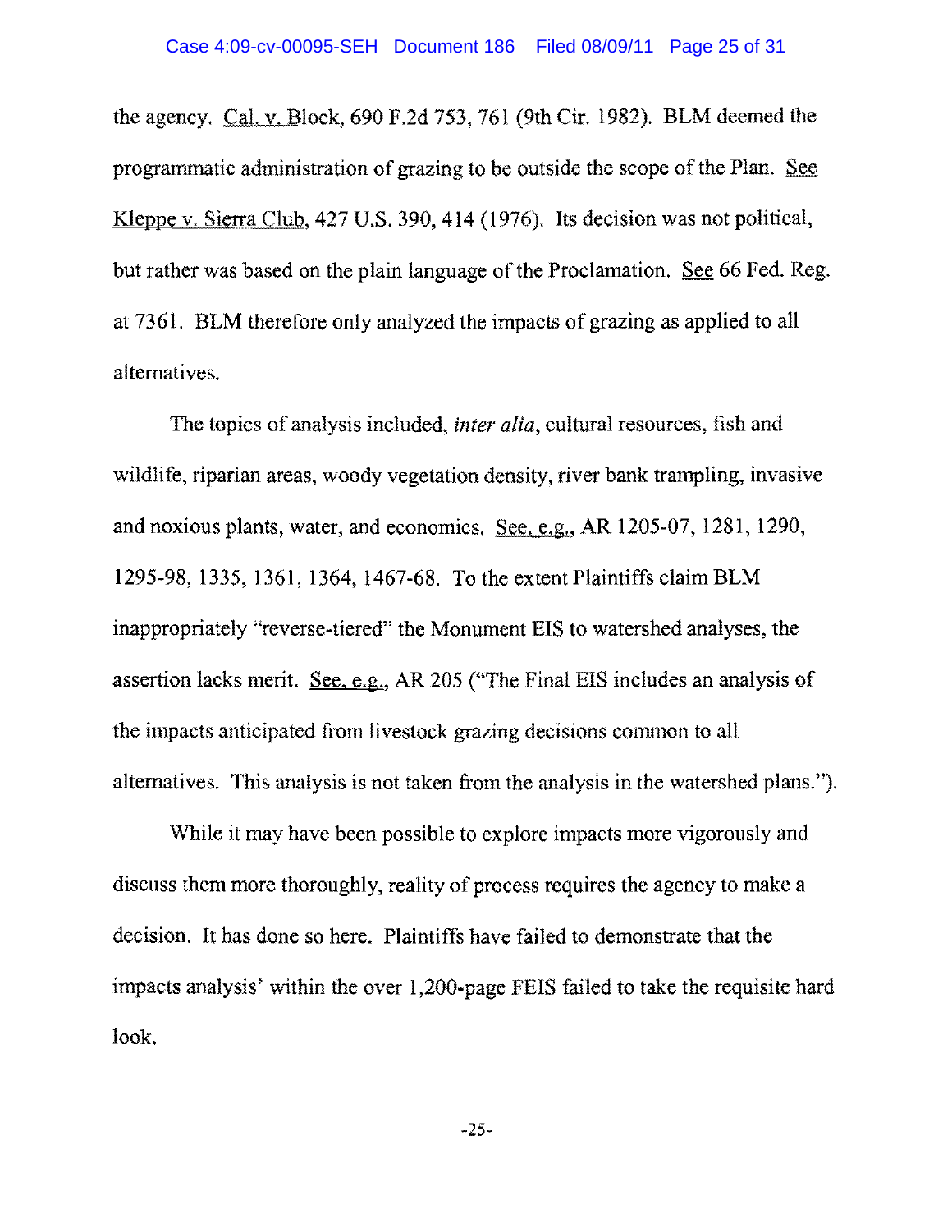the agency. Cal. v. Block, 690 F.2d 753, 761 (9th Cir. 1982). BLM deemed the programmatic administration of grazing to be outside the scope of the Plan. See Kleppe v. Sierra Club, 427 U.S. 390, 414 (1976). Its decision was not political, but rather was based on the plain language of the Proclamation. See 66 Fed. Reg. at 7361. BLM therefore only analyzed the impacts of grazing as applied to all alternatives.

The topics of analysis included, *inter alia*, cultural resources, fish and wildlife, riparian areas, woody vegetation density, river bank trampling, invasive and noxious plants, water, and economics. See, e.g., AR 1205-07, 1281, 1290, 1295-98, 1335, 1361, 1364, 1467-68. To the extent Plaintiffs claim BLM inappropriately "reverse-tiered" the Monument EIS to watershed analyses, the assertion lacks merit. See, e.g., AR 205 ("The Final EIS includes an analysis of the impacts anticipated from livestock grazing decisions common to all alternatives. This analysis is not taken from the analysis in the watershed plans.").

While it may have been possible to explore impacts more vigorously and discuss them more thoroughly, reality of process requires the agency to make a decision. It has done so here. Plaintiffs have failed to demonstrate that the impacts analysis' within the over 1,200-page FEIS failed to take the requisite hard look.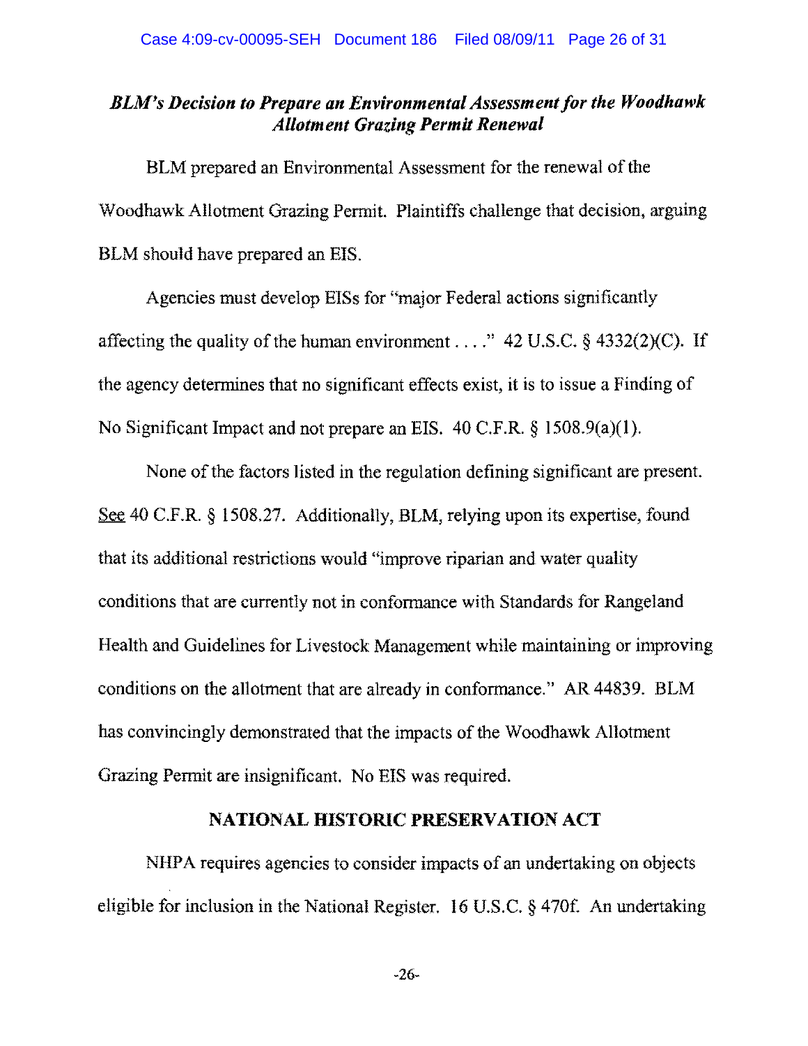***BLM's Decision to Prepare an Environmental Assessment for the Woodhawk Allotment Grazing Permit Renewal***

BLM prepared an Environmental Assessment for the renewal of the Woodhawk Allotment Grazing Permit. Plaintiffs challenge that decision, arguing BLM should have prepared an EIS.

Agencies must develop EISs for "major Federal actions significantly affecting the quality of the human environment . . . ." 42 U.S.C. § 4332(2)(C). If the agency determines that no significant effects exist, it is to issue a Finding of No Significant Impact and not prepare an EIS. 40 C.F.R. § 1508.9(a)(1).

None of the factors listed in the regulation defining significant are present. See 40 C.F.R. § 1508.27. Additionally, BLM, relying upon its expertise, found that its additional restrictions would "improve riparian and water quality conditions that are currently not in conformance with Standards for Rangeland Health and Guidelines for Livestock Management while maintaining or improving conditions on the allotment that are already in conformance." AR 44839. BLM has convincingly demonstrated that the impacts of the Woodhawk Allotment Grazing Permit are insignificant. No EIS was required.

## NATIONAL HISTORIC PRESERVATION ACT

NHPA requires agencies to consider impacts of an undertaking on objects eligible for inclusion in the National Register. 16 U.S.C. § 470f. An undertaking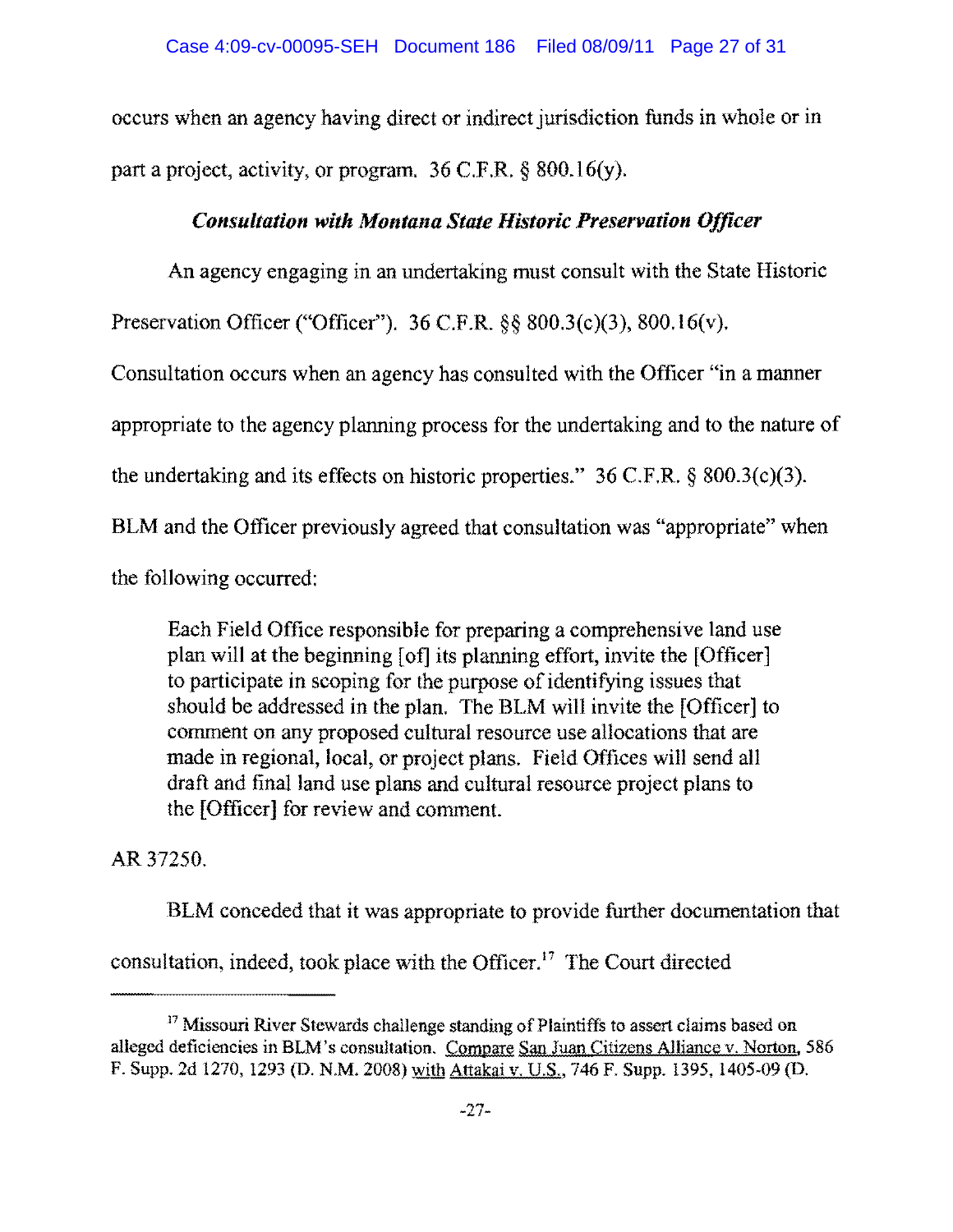occurs when an agency having direct or indirect jurisdiction funds in whole or in part a project, activity, or program. 36 C.F.R. § 800.16(y).

### ***Consultation with Montana State Historic Preservation Officer***

An agency engaging in an undertaking must consult with the State Historic Preservation Officer ("Officer"). 36 C.F.R. §§ 800.3(c)(3), 800.16(v). Consultation occurs when an agency has consulted with the Officer "in a manner appropriate to the agency planning process for the undertaking and to the nature of the undertaking and its effects on historic properties." 36 C.F.R. § 800.3(c)(3). BLM and the Officer previously agreed that consultation was "appropriate" when the following occurred:

> Each Field Office responsible for preparing a comprehensive land use plan will at the beginning [of] its planning effort, invite the [Officer] to participate in scoping for the purpose of identifying issues that should be addressed in the plan. The BLM will invite the [Officer] to comment on any proposed cultural resource use allocations that are made in regional, local, or project plans. Field Offices will send all draft and final land use plans and cultural resource project plans to the [Officer] for review and comment.

AR 37250.

BLM conceded that it was appropriate to provide further documentation that consultation, indeed, took place with the Officer.[17] The Court directed

---

[17] Missouri River Stewards challenge standing of Plaintiffs to assert claims based on alleged deficiencies in BLM's consultation. Compare San Juan Citizens Alliance v. Norton, 586 F. Supp. 2d 1270, 1293 (D. N.M. 2008) with Attakai v. U.S., 746 F. Supp. 1395, 1405-09 (D.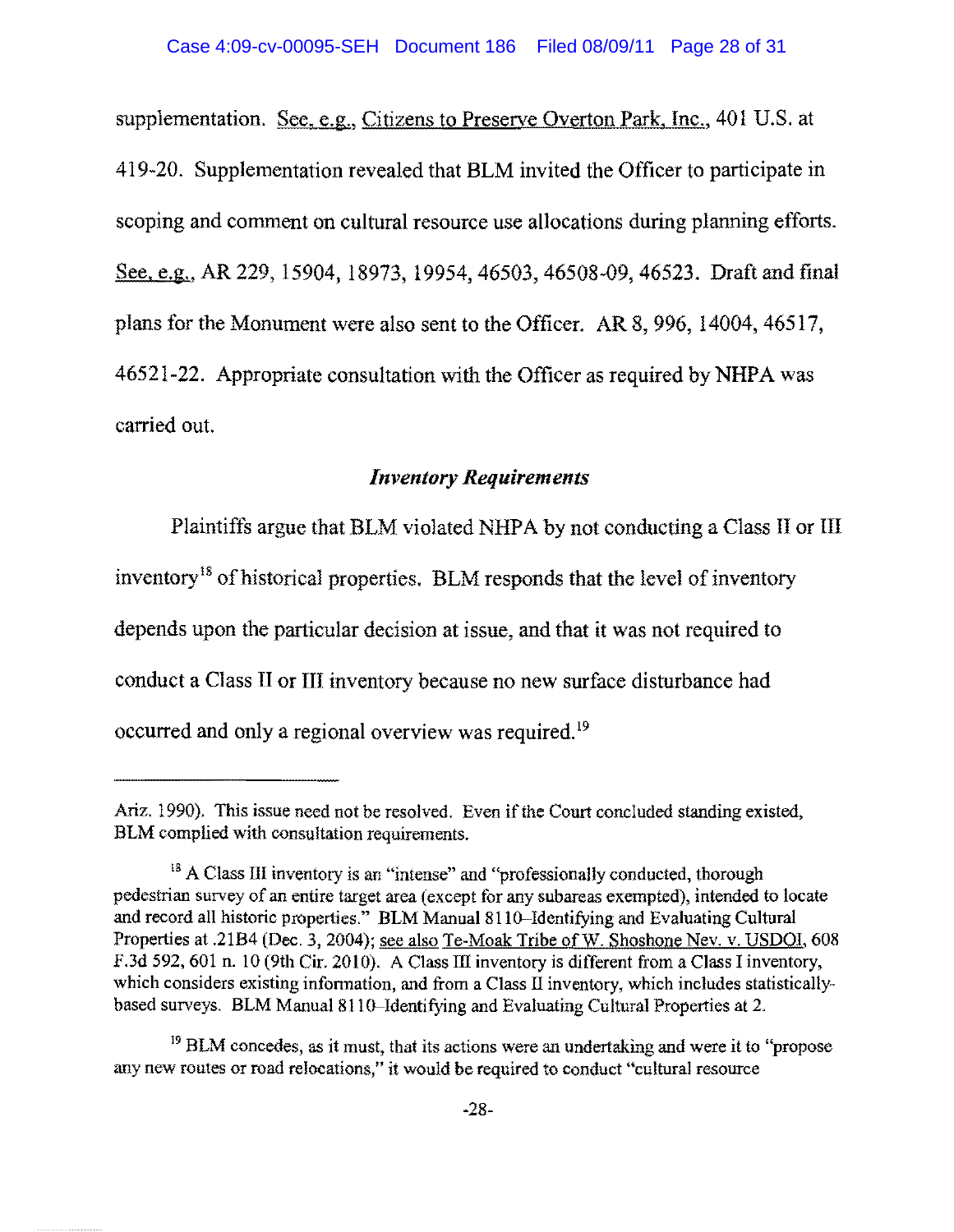supplementation. See, e.g., Citizens to Preserve Overton Park, Inc., 401 U.S. at 419-20. Supplementation revealed that BLM invited the Officer to participate in scoping and comment on cultural resource use allocations during planning efforts. See, e.g., AR 229, 15904, 18973, 19954, 46503, 46508-09, 46523. Draft and final plans for the Monument were also sent to the Officer. AR 8, 996, 14004, 46517, 46521-22. Appropriate consultation with the Officer as required by NHPA was carried out.

### *Inventory Requirements*

Plaintiffs argue that BLM violated NHPA by not conducting a Class II or III inventory[18] of historical properties. BLM responds that the level of inventory depends upon the particular decision at issue, and that it was not required to conduct a Class II or III inventory because no new surface disturbance had occurred and only a regional overview was required.[19]

---

Ariz. 1990). This issue need not be resolved. Even if the Court concluded standing existed, BLM complied with consultation requirements.

[18] A Class III inventory is an "intense" and "professionally conducted, thorough pedestrian survey of an entire target area (except for any subareas exempted), intended to locate and record all historic properties." BLM Manual 8110–Identifying and Evaluating Cultural Properties at .21B4 (Dec. 3, 2004); see also Te-Moak Tribe of W. Shoshone Nev. v. USDOI, 608 F.3d 592, 601 n. 10 (9th Cir. 2010). A Class III inventory is different from a Class I inventory, which considers existing information, and from a Class II inventory, which includes statistically-based surveys. BLM Manual 8110–Identifying and Evaluating Cultural Properties at 2.

[19] BLM concedes, as it must, that its actions were an undertaking and were it to "propose any new routes or road relocations," it would be required to conduct "cultural resource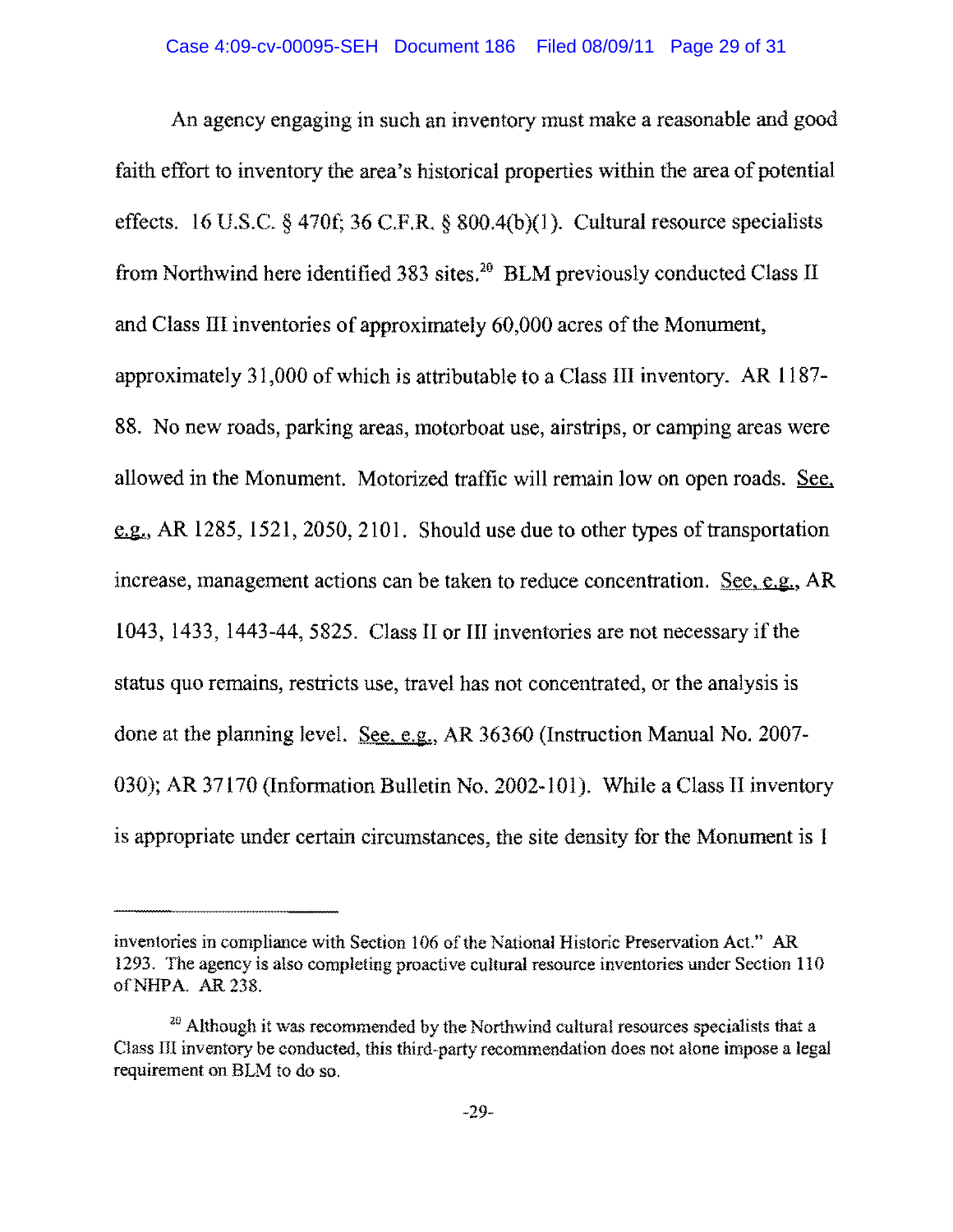An agency engaging in such an inventory must make a reasonable and good faith effort to inventory the area's historical properties within the area of potential effects. 16 U.S.C. § 470f; 36 C.F.R. § 800.4(b)(1). Cultural resource specialists from Northwind here identified 383 sites.[20] BLM previously conducted Class II and Class III inventories of approximately 60,000 acres of the Monument, approximately 31,000 of which is attributable to a Class III inventory. AR 1187-88. No new roads, parking areas, motorboat use, airstrips, or camping areas were allowed in the Monument. Motorized traffic will remain low on open roads. See, e.g., AR 1285, 1521, 2050, 2101. Should use due to other types of transportation increase, management actions can be taken to reduce concentration. See, e.g., AR 1043, 1433, 1443-44, 5825. Class II or III inventories are not necessary if the status quo remains, restricts use, travel has not concentrated, or the analysis is done at the planning level. See, e.g., AR 36360 (Instruction Manual No. 2007-030); AR 37170 (Information Bulletin No. 2002-101). While a Class II inventory is appropriate under certain circumstances, the site density for the Monument is 1

---

inventories in compliance with Section 106 of the National Historic Preservation Act." AR 1293. The agency is also completing proactive cultural resource inventories under Section 110 of NHPA. AR 238.

[20] Although it was recommended by the Northwind cultural resources specialists that a Class III inventory be conducted, this third-party recommendation does not alone impose a legal requirement on BLM to do so.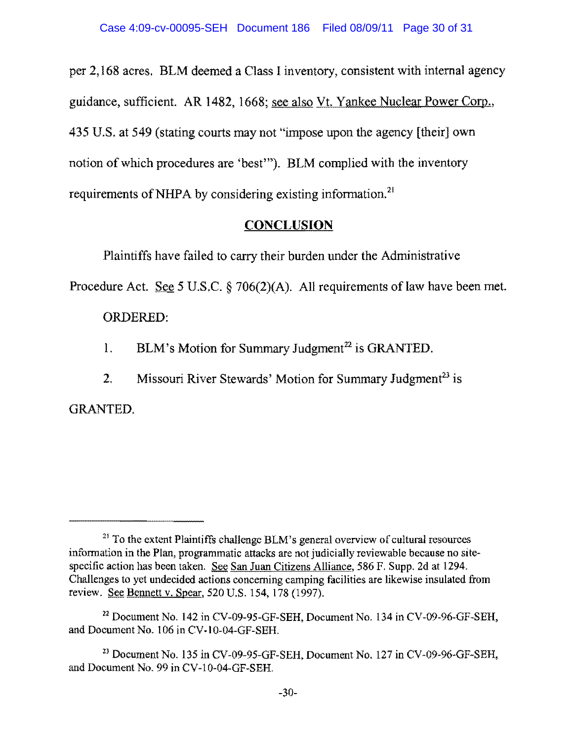per 2,168 acres. BLM deemed a Class I inventory, consistent with internal agency guidance, sufficient. AR 1482, 1668; see also Vt. Yankee Nuclear Power Corp., 435 U.S. at 549 (stating courts may not "impose upon the agency [their] own notion of which procedures are 'best'"). BLM complied with the inventory requirements of NHPA by considering existing information.[21]

## CONCLUSION

Plaintiffs have failed to carry their burden under the Administrative Procedure Act. See 5 U.S.C. § 706(2)(A). All requirements of law have been met.

ORDERED:

1. BLM's Motion for Summary Judgment[22] is GRANTED.

2. Missouri River Stewards' Motion for Summary Judgment[23] is GRANTED.

---

[21] To the extent Plaintiffs challenge BLM's general overview of cultural resources information in the Plan, programmatic attacks are not judicially reviewable because no site-specific action has been taken. See San Juan Citizens Alliance, 586 F. Supp. 2d at 1294. Challenges to yet undecided actions concerning camping facilities are likewise insulated from review. See Bennett v. Spear, 520 U.S. 154, 178 (1997).

[22] Document No. 142 in CV-09-95-GF-SEH, Document No. 134 in CV-09-96-GF-SEH, and Document No. 106 in CV-10-04-GF-SEH.

[23] Document No. 135 in CV-09-95-GF-SEH, Document No. 127 in CV-09-96-GF-SEH, and Document No. 99 in CV-10-04-GF-SEH.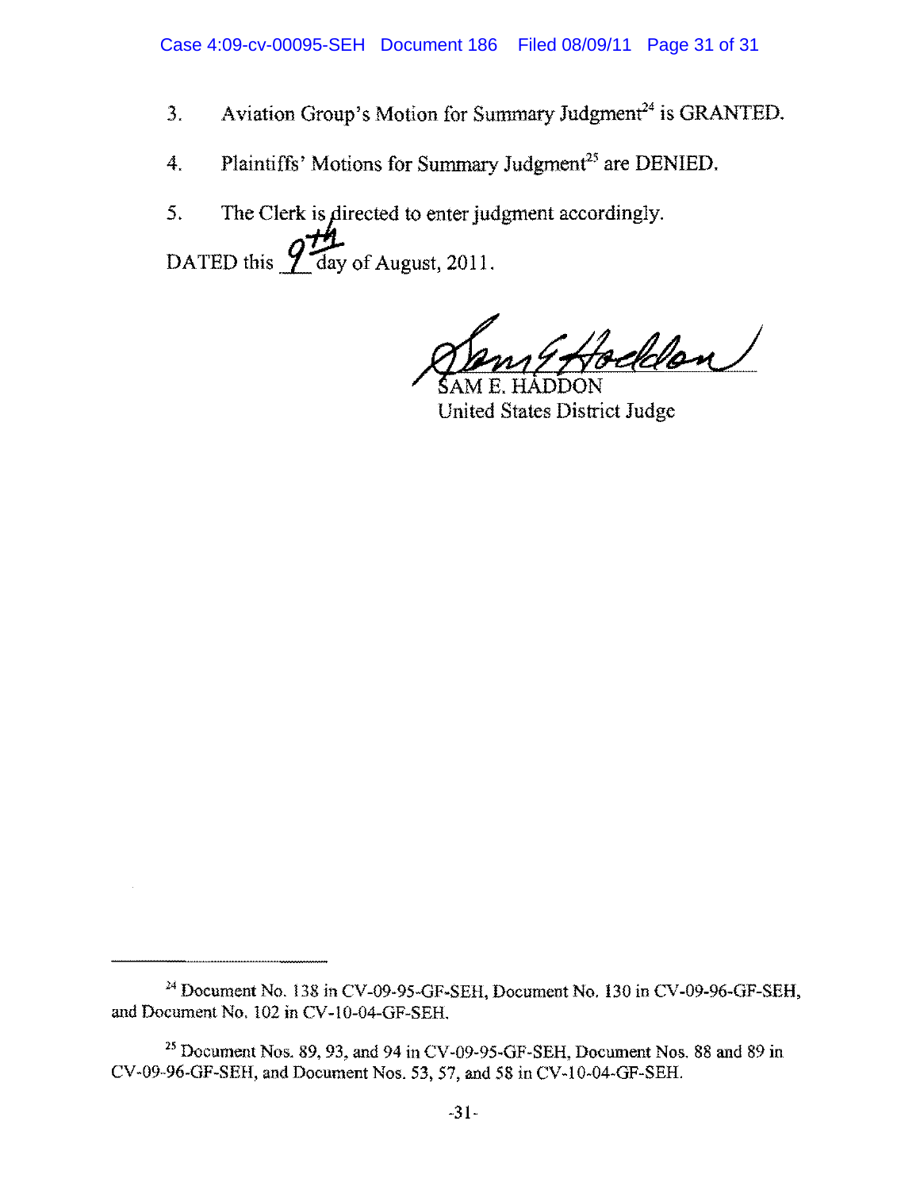3. Aviation Group's Motion for Summary Judgment[24] is GRANTED.

4. Plaintiffs' Motions for Summary Judgment[25] are DENIED.

5. The Clerk is directed to enter judgment accordingly.

DATED this 9th day of August, 2011.

SAM E. HADDON
United States District Judge

---

[24] Document No. 138 in CV-09-95-GF-SEH, Document No. 130 in CV-09-96-GF-SEH, and Document No. 102 in CV-10-04-GF-SEH.

[25] Document Nos. 89, 93, and 94 in CV-09-95-GF-SEH, Document Nos. 88 and 89 in CV-09-96-GF-SEH, and Document Nos. 53, 57, and 58 in CV-10-04-GF-SEH.